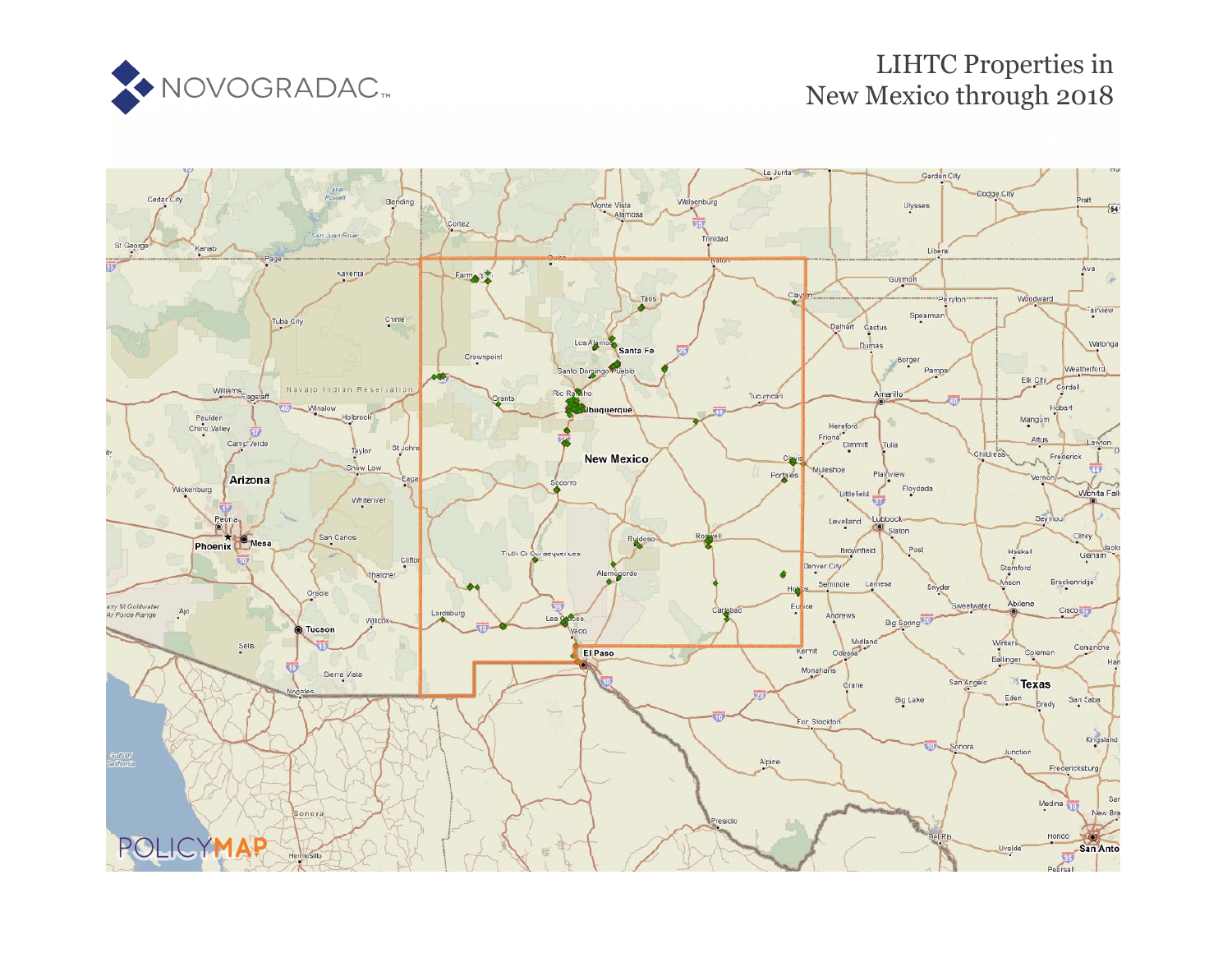NOVOGRADAC

# LIHTC Properties in New Mexico through 2018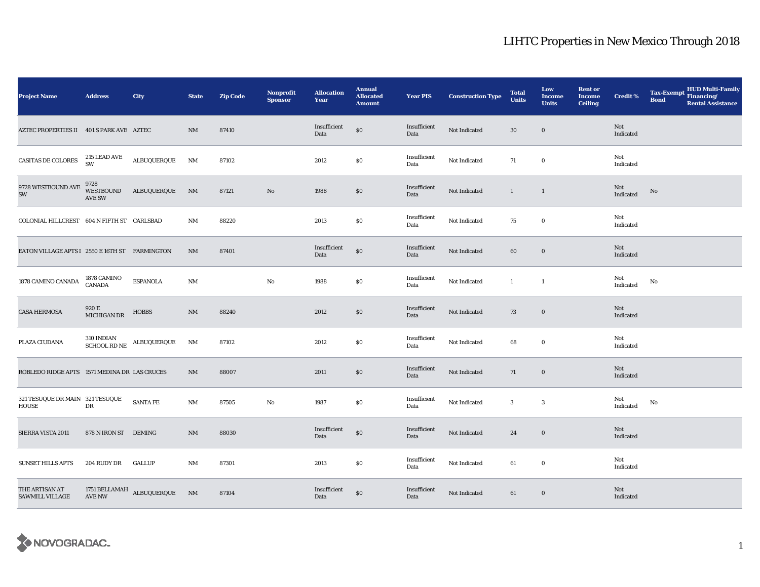# LIHTC Properties in New Mexico Through 2018

| Project Name | Address | City | State | Zip Code | Nonprofit Sponsor | Allocation Year | Annual Allocated Amount | Year PIS | Construction Type | Total Units | Low Income Units | Rent or Income Ceiling | Credit % | Tax-Exempt Bond | HUD Multi-Family Financing/ Rental Assistance |
|---|---|---|---|---|---|---|---|---|---|---|---|---|---|---|---|
| AZTEC PROPERTIES II | 401 S PARK AVE | AZTEC | NM | 87410 | | Insufficient Data | $0 | Insufficient Data | Not Indicated | 30 | 0 | | Not Indicated | | |
| CASITAS DE COLORES | 215 LEAD AVE SW | ALBUQUERQUE | NM | 87102 | | 2012 | $0 | Insufficient Data | Not Indicated | 71 | 0 | | Not Indicated | | |
| 9728 WESTBOUND AVE SW | 9728 WESTBOUND AVE SW | ALBUQUERQUE | NM | 87121 | No | 1988 | $0 | Insufficient Data | Not Indicated | 1 | 1 | | Not Indicated | No | |
| COLONIAL HILLCREST | 604 N FIFTH ST | CARLSBAD | NM | 88220 | | 2013 | $0 | Insufficient Data | Not Indicated | 75 | 0 | | Not Indicated | | |
| EATON VILLAGE APTS I | 2550 E 16TH ST | FARMINGTON | NM | 87401 | | Insufficient Data | $0 | Insufficient Data | Not Indicated | 60 | 0 | | Not Indicated | | |
| 1878 CAMINO CANADA | 1878 CAMINO CANADA | ESPANOLA | NM | | No | 1988 | $0 | Insufficient Data | Not Indicated | 1 | 1 | | Not Indicated | No | |
| CASA HERMOSA | 920 E MICHIGAN DR | HOBBS | NM | 88240 | | 2012 | $0 | Insufficient Data | Not Indicated | 73 | 0 | | Not Indicated | | |
| PLAZA CIUDANA | 310 INDIAN SCHOOL RD NE | ALBUQUERQUE | NM | 87102 | | 2012 | $0 | Insufficient Data | Not Indicated | 68 | 0 | | Not Indicated | | |
| ROBLEDO RIDGE APTS | 1571 MEDINA DR | LAS CRUCES | NM | 88007 | | 2011 | $0 | Insufficient Data | Not Indicated | 71 | 0 | | Not Indicated | | |
| 321 TESUQUE DR MAIN HOUSE | 321 TESUQUE DR | SANTA FE | NM | 87505 | No | 1987 | $0 | Insufficient Data | Not Indicated | 3 | 3 | | Not Indicated | No | |
| SIERRA VISTA 2011 | 878 N IRON ST | DEMING | NM | 88030 | | Insufficient Data | $0 | Insufficient Data | Not Indicated | 24 | 0 | | Not Indicated | | |
| SUNSET HILLS APTS | 204 RUDY DR | GALLUP | NM | 87301 | | 2013 | $0 | Insufficient Data | Not Indicated | 61 | 0 | | Not Indicated | | |
| THE ARTISAN AT SAWMILL VILLAGE | 1751 BELLAMAH AVE NW | ALBUQUERQUE | NM | 87104 | | Insufficient Data | $0 | Insufficient Data | Not Indicated | 61 | 0 | | Not Indicated | | |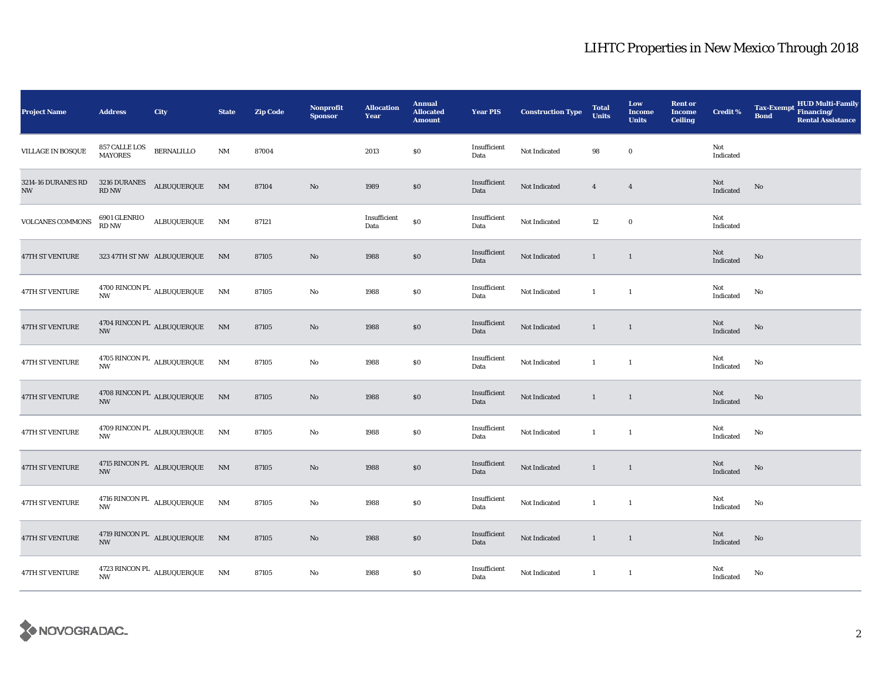# LIHTC Properties in New Mexico Through 2018

| Project Name | Address | City | State | Zip Code | Nonprofit Sponsor | Allocation Year | Annual Allocated Amount | Year PIS | Construction Type | Total Units | Low Income Units | Rent or Income Ceiling | Credit % | Tax-Exempt Bond | HUD Multi-Family Financing/ Rental Assistance |
|---|---|---|---|---|---|---|---|---|---|---|---|---|---|---|---|
| VILLAGE IN BOSQUE | 857 CALLE LOS MAYORES | BERNALILLO | NM | 87004 | | 2013 | $0 | Insufficient Data | Not Indicated | 98 | 0 | | Not Indicated | | |
| 3214-16 DURANES RD NW | 3216 DURANES RD NW | ALBUQUERQUE | NM | 87104 | No | 1989 | $0 | Insufficient Data | Not Indicated | 4 | 4 | | Not Indicated | No | |
| VOLCANES COMMONS | 6901 GLENRIO RD NW | ALBUQUERQUE | NM | 87121 | | Insufficient Data | $0 | Insufficient Data | Not Indicated | 12 | 0 | | Not Indicated | | |
| 47TH ST VENTURE | 323 47TH ST NW | ALBUQUERQUE | NM | 87105 | No | 1988 | $0 | Insufficient Data | Not Indicated | 1 | 1 | | Not Indicated | No | |
| 47TH ST VENTURE | 4700 RINCON PL NW | ALBUQUERQUE | NM | 87105 | No | 1988 | $0 | Insufficient Data | Not Indicated | 1 | 1 | | Not Indicated | No | |
| 47TH ST VENTURE | 4704 RINCON PL NW | ALBUQUERQUE | NM | 87105 | No | 1988 | $0 | Insufficient Data | Not Indicated | 1 | 1 | | Not Indicated | No | |
| 47TH ST VENTURE | 4705 RINCON PL NW | ALBUQUERQUE | NM | 87105 | No | 1988 | $0 | Insufficient Data | Not Indicated | 1 | 1 | | Not Indicated | No | |
| 47TH ST VENTURE | 4708 RINCON PL NW | ALBUQUERQUE | NM | 87105 | No | 1988 | $0 | Insufficient Data | Not Indicated | 1 | 1 | | Not Indicated | No | |
| 47TH ST VENTURE | 4709 RINCON PL NW | ALBUQUERQUE | NM | 87105 | No | 1988 | $0 | Insufficient Data | Not Indicated | 1 | 1 | | Not Indicated | No | |
| 47TH ST VENTURE | 4715 RINCON PL NW | ALBUQUERQUE | NM | 87105 | No | 1988 | $0 | Insufficient Data | Not Indicated | 1 | 1 | | Not Indicated | No | |
| 47TH ST VENTURE | 4716 RINCON PL NW | ALBUQUERQUE | NM | 87105 | No | 1988 | $0 | Insufficient Data | Not Indicated | 1 | 1 | | Not Indicated | No | |
| 47TH ST VENTURE | 4719 RINCON PL NW | ALBUQUERQUE | NM | 87105 | No | 1988 | $0 | Insufficient Data | Not Indicated | 1 | 1 | | Not Indicated | No | |
| 47TH ST VENTURE | 4723 RINCON PL NW | ALBUQUERQUE | NM | 87105 | No | 1988 | $0 | Insufficient Data | Not Indicated | 1 | 1 | | Not Indicated | No | |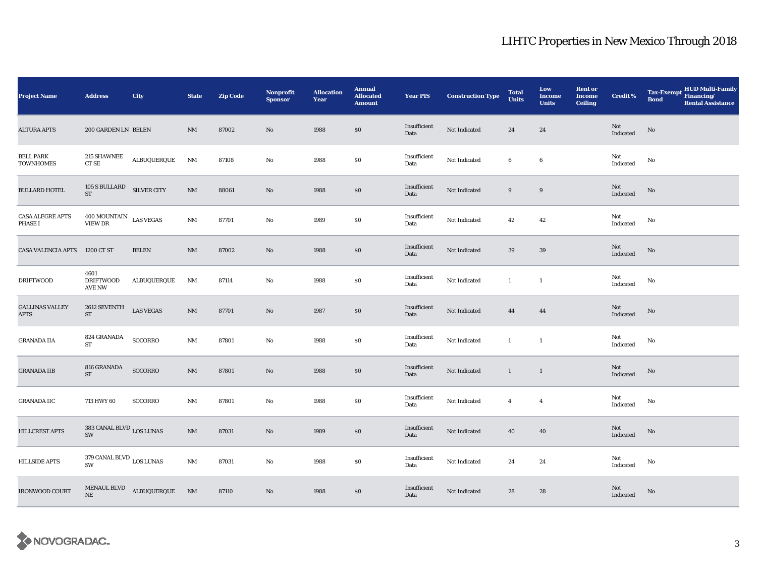# LIHTC Properties in New Mexico Through 2018

| Project Name | Address | City | State | Zip Code | Nonprofit Sponsor | Allocation Year | Annual Allocated Amount | Year PIS | Construction Type | Total Units | Low Income Units | Rent or Income Ceiling | Credit % | Tax-Exempt Bond | HUD Multi-Family Financing/ Rental Assistance |
|---|---|---|---|---|---|---|---|---|---|---|---|---|---|---|---|
| ALTURA APTS | 200 GARDEN LN | BELEN | NM | 87002 | No | 1988 | $0 | Insufficient Data | Not Indicated | 24 | 24 | | Not Indicated | No | |
| BELL PARK TOWNHOMES | 215 SHAWNEE CT SE | ALBUQUERQUE | NM | 87108 | No | 1988 | $0 | Insufficient Data | Not Indicated | 6 | 6 | | Not Indicated | No | |
| BULLARD HOTEL | 105 S BULLARD ST | SILVER CITY | NM | 88061 | No | 1988 | $0 | Insufficient Data | Not Indicated | 9 | 9 | | Not Indicated | No | |
| CASA ALEGRE APTS PHASE I | 400 MOUNTAIN VIEW DR | LAS VEGAS | NM | 87701 | No | 1989 | $0 | Insufficient Data | Not Indicated | 42 | 42 | | Not Indicated | No | |
| CASA VALENCIA APTS | 1200 CT ST | BELEN | NM | 87002 | No | 1988 | $0 | Insufficient Data | Not Indicated | 39 | 39 | | Not Indicated | No | |
| DRIFTWOOD | 4601 DRIFTWOOD AVE NW | ALBUQUERQUE | NM | 87114 | No | 1988 | $0 | Insufficient Data | Not Indicated | 1 | 1 | | Not Indicated | No | |
| GALLINAS VALLEY APTS | 2612 SEVENTH ST | LAS VEGAS | NM | 87701 | No | 1987 | $0 | Insufficient Data | Not Indicated | 44 | 44 | | Not Indicated | No | |
| GRANADA IIA | 824 GRANADA ST | SOCORRO | NM | 87801 | No | 1988 | $0 | Insufficient Data | Not Indicated | 1 | 1 | | Not Indicated | No | |
| GRANADA IIB | 816 GRANADA ST | SOCORRO | NM | 87801 | No | 1988 | $0 | Insufficient Data | Not Indicated | 1 | 1 | | Not Indicated | No | |
| GRANADA IIC | 713 HWY 60 | SOCORRO | NM | 87801 | No | 1988 | $0 | Insufficient Data | Not Indicated | 4 | 4 | | Not Indicated | No | |
| HILLCREST APTS | 383 CANAL BLVD SW | LOS LUNAS | NM | 87031 | No | 1989 | $0 | Insufficient Data | Not Indicated | 40 | 40 | | Not Indicated | No | |
| HILLSIDE APTS | 379 CANAL BLVD SW | LOS LUNAS | NM | 87031 | No | 1988 | $0 | Insufficient Data | Not Indicated | 24 | 24 | | Not Indicated | No | |
| IRONWOOD COURT | MENAUL BLVD NE | ALBUQUERQUE | NM | 87110 | No | 1988 | $0 | Insufficient Data | Not Indicated | 28 | 28 | | Not Indicated | No | |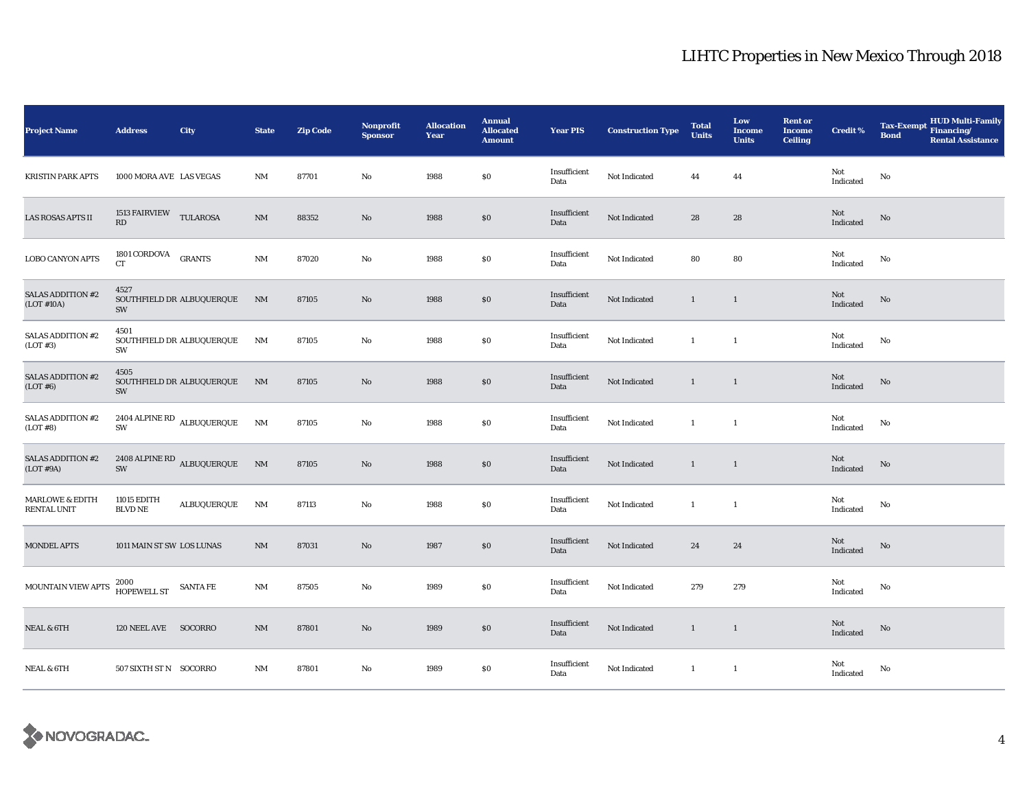# LIHTC Properties in New Mexico Through 2018

| Project Name | Address | City | State | Zip Code | Nonprofit Sponsor | Allocation Year | Annual Allocated Amount | Year PIS | Construction Type | Total Units | Low Income Units | Rent or Income Ceiling | Credit % | Tax-Exempt Bond | HUD Multi-Family Financing/ Rental Assistance |
|---|---|---|---|---|---|---|---|---|---|---|---|---|---|---|---|
| KRISTIN PARK APTS | 1000 MORA AVE | LAS VEGAS | NM | 87701 | No | 1988 | $0 | Insufficient Data | Not Indicated | 44 | 44 | | Not Indicated | No | |
| LAS ROSAS APTS II | 1513 FAIRVIEW RD | TULAROSA | NM | 88352 | No | 1988 | $0 | Insufficient Data | Not Indicated | 28 | 28 | | Not Indicated | No | |
| LOBO CANYON APTS | 1801 CORDOVA CT | GRANTS | NM | 87020 | No | 1988 | $0 | Insufficient Data | Not Indicated | 80 | 80 | | Not Indicated | No | |
| SALAS ADDITION #2 (LOT #10A) | 4527 SOUTHFIELD DR SW | ALBUQUERQUE | NM | 87105 | No | 1988 | $0 | Insufficient Data | Not Indicated | 1 | 1 | | Not Indicated | No | |
| SALAS ADDITION #2 (LOT #3) | 4501 SOUTHFIELD DR SW | ALBUQUERQUE | NM | 87105 | No | 1988 | $0 | Insufficient Data | Not Indicated | 1 | 1 | | Not Indicated | No | |
| SALAS ADDITION #2 (LOT #6) | 4505 SOUTHFIELD DR SW | ALBUQUERQUE | NM | 87105 | No | 1988 | $0 | Insufficient Data | Not Indicated | 1 | 1 | | Not Indicated | No | |
| SALAS ADDITION #2 (LOT #8) | 2404 ALPINE RD SW | ALBUQUERQUE | NM | 87105 | No | 1988 | $0 | Insufficient Data | Not Indicated | 1 | 1 | | Not Indicated | No | |
| SALAS ADDITION #2 (LOT #9A) | 2408 ALPINE RD SW | ALBUQUERQUE | NM | 87105 | No | 1988 | $0 | Insufficient Data | Not Indicated | 1 | 1 | | Not Indicated | No | |
| MARLOWE & EDITH RENTAL UNIT | 11015 EDITH BLVD NE | ALBUQUERQUE | NM | 87113 | No | 1988 | $0 | Insufficient Data | Not Indicated | 1 | 1 | | Not Indicated | No | |
| MONDEL APTS | 1011 MAIN ST SW | LOS LUNAS | NM | 87031 | No | 1987 | $0 | Insufficient Data | Not Indicated | 24 | 24 | | Not Indicated | No | |
| MOUNTAIN VIEW APTS | 2000 HOPEWELL ST | SANTA FE | NM | 87505 | No | 1989 | $0 | Insufficient Data | Not Indicated | 279 | 279 | | Not Indicated | No | |
| NEAL & 6TH | 120 NEEL AVE | SOCORRO | NM | 87801 | No | 1989 | $0 | Insufficient Data | Not Indicated | 1 | 1 | | Not Indicated | No | |
| NEAL & 6TH | 507 SIXTH ST N | SOCORRO | NM | 87801 | No | 1989 | $0 | Insufficient Data | Not Indicated | 1 | 1 | | Not Indicated | No | |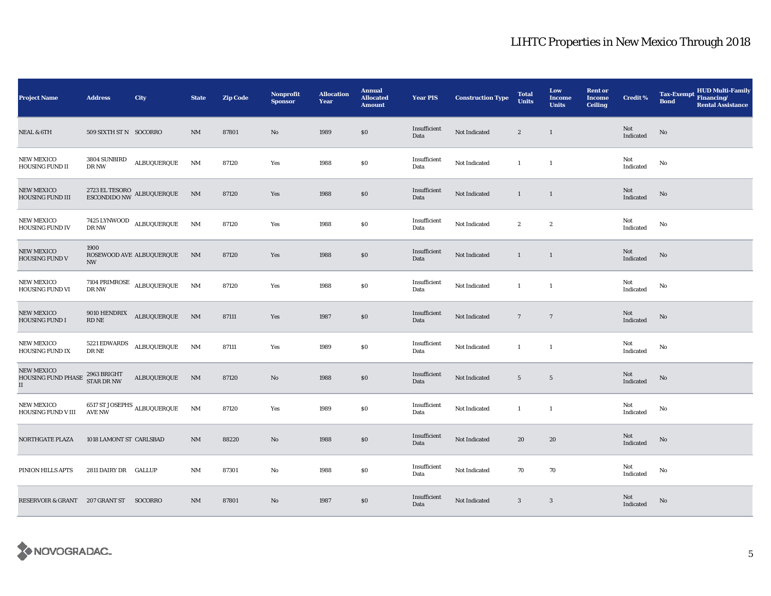# LIHTC Properties in New Mexico Through 2018

| Project Name | Address | City | State | Zip Code | Nonprofit Sponsor | Allocation Year | Annual Allocated Amount | Year PIS | Construction Type | Total Units | Low Income Units | Rent or Income Ceiling | Credit % | Tax-Exempt Bond | HUD Multi-Family Financing/ Rental Assistance |
|---|---|---|---|---|---|---|---|---|---|---|---|---|---|---|---|
| NEAL & 6TH | 509 SIXTH ST N | SOCORRO | NM | 87801 | No | 1989 | $0 | Insufficient Data | Not Indicated | 2 | 1 | | Not Indicated | No | |
| NEW MEXICO HOUSING FUND II | 3804 SUNBIRD DR NW | ALBUQUERQUE | NM | 87120 | Yes | 1988 | $0 | Insufficient Data | Not Indicated | 1 | 1 | | Not Indicated | No | |
| NEW MEXICO HOUSING FUND III | 2723 EL TESORO ESCONDIDO NW | ALBUQUERQUE | NM | 87120 | Yes | 1988 | $0 | Insufficient Data | Not Indicated | 1 | 1 | | Not Indicated | No | |
| NEW MEXICO HOUSING FUND IV | 7425 LYNWOOD DR NW | ALBUQUERQUE | NM | 87120 | Yes | 1988 | $0 | Insufficient Data | Not Indicated | 2 | 2 | | Not Indicated | No | |
| NEW MEXICO HOUSING FUND V | 1900 ROSEWOOD AVE NW | ALBUQUERQUE | NM | 87120 | Yes | 1988 | $0 | Insufficient Data | Not Indicated | 1 | 1 | | Not Indicated | No | |
| NEW MEXICO HOUSING FUND VI | 7104 PRIMROSE DR NW | ALBUQUERQUE | NM | 87120 | Yes | 1988 | $0 | Insufficient Data | Not Indicated | 1 | 1 | | Not Indicated | No | |
| NEW MEXICO HOUSING FUND I | 9010 HENDRIX RD NE | ALBUQUERQUE | NM | 87111 | Yes | 1987 | $0 | Insufficient Data | Not Indicated | 7 | 7 | | Not Indicated | No | |
| NEW MEXICO HOUSING FUND IX | 5221 EDWARDS DR NE | ALBUQUERQUE | NM | 87111 | Yes | 1989 | $0 | Insufficient Data | Not Indicated | 1 | 1 | | Not Indicated | No | |
| NEW MEXICO HOUSING FUND PHASE II | 2963 BRIGHT STAR DR NW | ALBUQUERQUE | NM | 87120 | No | 1988 | $0 | Insufficient Data | Not Indicated | 5 | 5 | | Not Indicated | No | |
| NEW MEXICO HOUSING FUND V III | 6517 ST JOSEPHS AVE NW | ALBUQUERQUE | NM | 87120 | Yes | 1989 | $0 | Insufficient Data | Not Indicated | 1 | 1 | | Not Indicated | No | |
| NORTHGATE PLAZA | 1018 LAMONT ST | CARLSBAD | NM | 88220 | No | 1988 | $0 | Insufficient Data | Not Indicated | 20 | 20 | | Not Indicated | No | |
| PINION HILLS APTS | 2811 DAIRY DR | GALLUP | NM | 87301 | No | 1988 | $0 | Insufficient Data | Not Indicated | 70 | 70 | | Not Indicated | No | |
| RESERVOIR & GRANT | 207 GRANT ST | SOCORRO | NM | 87801 | No | 1987 | $0 | Insufficient Data | Not Indicated | 3 | 3 | | Not Indicated | No | |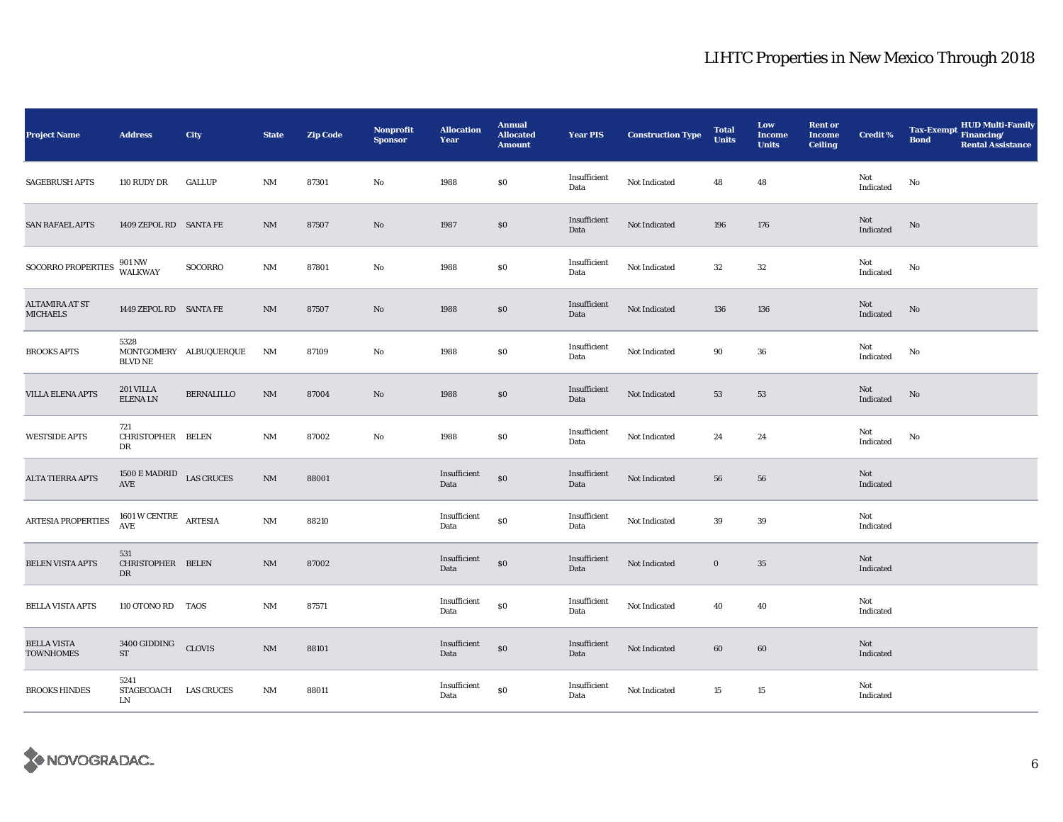# LIHTC Properties in New Mexico Through 2018

| Project Name | Address | City | State | Zip Code | Nonprofit Sponsor | Allocation Year | Annual Allocated Amount | Year PIS | Construction Type | Total Units | Low Income Units | Rent or Income Ceiling | Credit % | Tax-Exempt Bond | HUD Multi-Family Financing/ Rental Assistance |
|---|---|---|---|---|---|---|---|---|---|---|---|---|---|---|---|
| SAGEBRUSH APTS | 110 RUDY DR | GALLUP | NM | 87301 | No | 1988 | $0 | Insufficient Data | Not Indicated | 48 | 48 | | Not Indicated | No | |
| SAN RAFAEL APTS | 1409 ZEPOL RD | SANTA FE | NM | 87507 | No | 1987 | $0 | Insufficient Data | Not Indicated | 196 | 176 | | Not Indicated | No | |
| SOCORRO PROPERTIES | 901 NW WALKWAY | SOCORRO | NM | 87801 | No | 1988 | $0 | Insufficient Data | Not Indicated | 32 | 32 | | Not Indicated | No | |
| ALTAMIRA AT ST MICHAELS | 1449 ZEPOL RD | SANTA FE | NM | 87507 | No | 1988 | $0 | Insufficient Data | Not Indicated | 136 | 136 | | Not Indicated | No | |
| BROOKS APTS | 5328 MONTGOMERY BLVD NE | ALBUQUERQUE | NM | 87109 | No | 1988 | $0 | Insufficient Data | Not Indicated | 90 | 36 | | Not Indicated | No | |
| VILLA ELENA APTS | 201 VILLA ELENA LN | BERNALILLO | NM | 87004 | No | 1988 | $0 | Insufficient Data | Not Indicated | 53 | 53 | | Not Indicated | No | |
| WESTSIDE APTS | 721 CHRISTOPHER DR | BELEN | NM | 87002 | No | 1988 | $0 | Insufficient Data | Not Indicated | 24 | 24 | | Not Indicated | No | |
| ALTA TIERRA APTS | 1500 E MADRID AVE | LAS CRUCES | NM | 88001 | | Insufficient Data | $0 | Insufficient Data | Not Indicated | 56 | 56 | | Not Indicated | | |
| ARTESIA PROPERTIES | 1601 W CENTRE AVE | ARTESIA | NM | 88210 | | Insufficient Data | $0 | Insufficient Data | Not Indicated | 39 | 39 | | Not Indicated | | |
| BELEN VISTA APTS | 531 CHRISTOPHER DR | BELEN | NM | 87002 | | Insufficient Data | $0 | Insufficient Data | Not Indicated | 0 | 35 | | Not Indicated | | |
| BELLA VISTA APTS | 110 OTONO RD | TAOS | NM | 87571 | | Insufficient Data | $0 | Insufficient Data | Not Indicated | 40 | 40 | | Not Indicated | | |
| BELLA VISTA TOWNHOMES | 3400 GIDDING ST | CLOVIS | NM | 88101 | | Insufficient Data | $0 | Insufficient Data | Not Indicated | 60 | 60 | | Not Indicated | | |
| BROOKS HINDES | 5241 STAGECOACH LN | LAS CRUCES | NM | 88011 | | Insufficient Data | $0 | Insufficient Data | Not Indicated | 15 | 15 | | Not Indicated | | |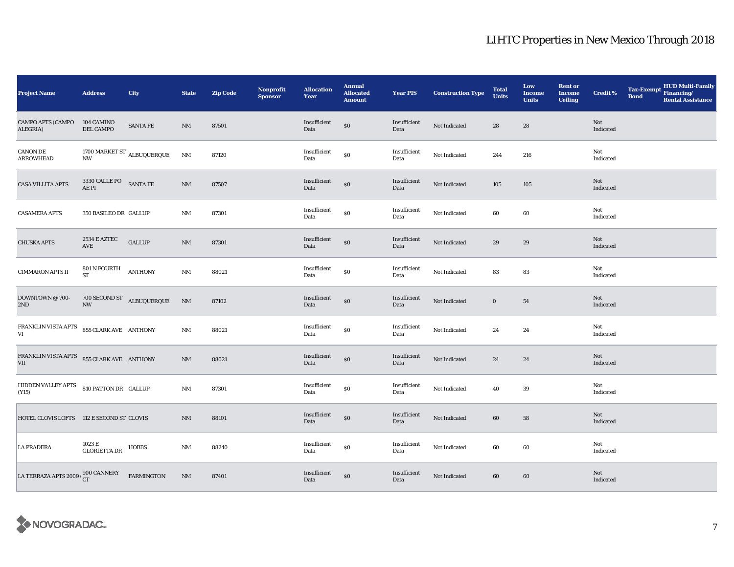# LIHTC Properties in New Mexico Through 2018

| Project Name | Address | City | State | Zip Code | Nonprofit Sponsor | Allocation Year | Annual Allocated Amount | Year PIS | Construction Type | Total Units | Low Income Units | Rent or Income Ceiling | Credit % | Tax-Exempt Bond | HUD Multi-Family Financing/ Rental Assistance |
|---|---|---|---|---|---|---|---|---|---|---|---|---|---|---|---|
| CAMPO APTS (CAMPO ALEGRIA) | 104 CAMINO DEL CAMPO | SANTA FE | NM | 87501 | | Insufficient Data | $0 | Insufficient Data | Not Indicated | 28 | 28 | | Not Indicated | | |
| CANON DE ARROWHEAD | 1700 MARKET ST NW | ALBUQUERQUE | NM | 87120 | | Insufficient Data | $0 | Insufficient Data | Not Indicated | 244 | 216 | | Not Indicated | | |
| CASA VILLITA APTS | 3330 CALLE PO AE PI | SANTA FE | NM | 87507 | | Insufficient Data | $0 | Insufficient Data | Not Indicated | 105 | 105 | | Not Indicated | | |
| CASAMERA APTS | 350 BASILEO DR | GALLUP | NM | 87301 | | Insufficient Data | $0 | Insufficient Data | Not Indicated | 60 | 60 | | Not Indicated | | |
| CHUSKA APTS | 2534 E AZTEC AVE | GALLUP | NM | 87301 | | Insufficient Data | $0 | Insufficient Data | Not Indicated | 29 | 29 | | Not Indicated | | |
| CIMMARON APTS II | 801 N FOURTH ST | ANTHONY | NM | 88021 | | Insufficient Data | $0 | Insufficient Data | Not Indicated | 83 | 83 | | Not Indicated | | |
| DOWNTOWN @ 700-2ND | 700 SECOND ST NW | ALBUQUERQUE | NM | 87102 | | Insufficient Data | $0 | Insufficient Data | Not Indicated | 0 | 54 | | Not Indicated | | |
| FRANKLIN VISTA APTS VI | 855 CLARK AVE | ANTHONY | NM | 88021 | | Insufficient Data | $0 | Insufficient Data | Not Indicated | 24 | 24 | | Not Indicated | | |
| FRANKLIN VISTA APTS VII | 855 CLARK AVE | ANTHONY | NM | 88021 | | Insufficient Data | $0 | Insufficient Data | Not Indicated | 24 | 24 | | Not Indicated | | |
| HIDDEN VALLEY APTS (Y15) | 810 PATTON DR | GALLUP | NM | 87301 | | Insufficient Data | $0 | Insufficient Data | Not Indicated | 40 | 39 | | Not Indicated | | |
| HOTEL CLOVIS LOFTS | 112 E SECOND ST | CLOVIS | NM | 88101 | | Insufficient Data | $0 | Insufficient Data | Not Indicated | 60 | 58 | | Not Indicated | | |
| LA PRADERA | 1023 E GLORIETTA DR | HOBBS | NM | 88240 | | Insufficient Data | $0 | Insufficient Data | Not Indicated | 60 | 60 | | Not Indicated | | |
| LA TERRAZA APTS 2009 ( | 900 CANNERY CT | FARMINGTON | NM | 87401 | | Insufficient Data | $0 | Insufficient Data | Not Indicated | 60 | 60 | | Not Indicated | | |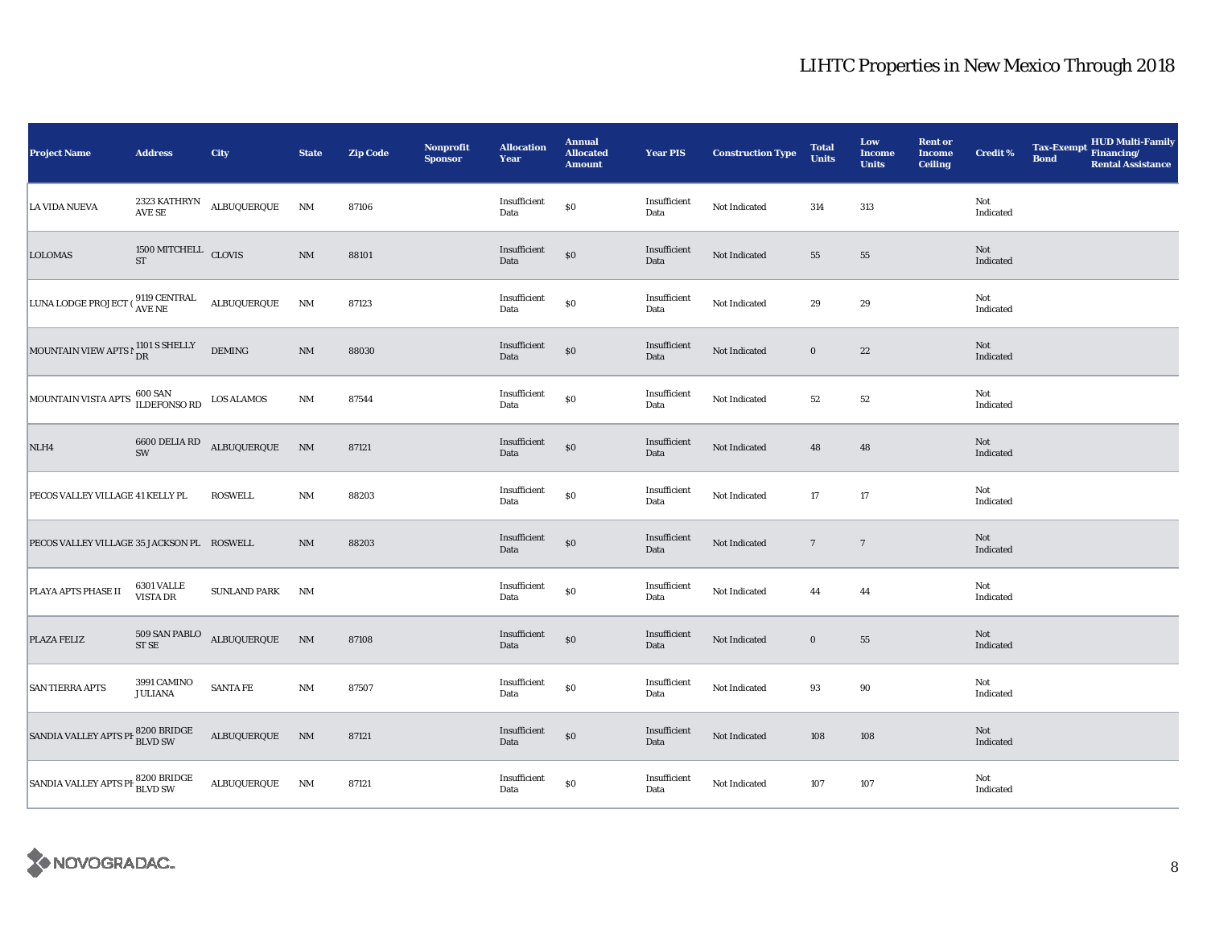# LIHTC Properties in New Mexico Through 2018

| Project Name | Address | City | State | Zip Code | Nonprofit Sponsor | Allocation Year | Annual Allocated Amount | Year PIS | Construction Type | Total Units | Low Income Units | Rent or Income Ceiling | Credit % | Tax-Exempt Bond | HUD Multi-Family Financing/ Rental Assistance |
|---|---|---|---|---|---|---|---|---|---|---|---|---|---|---|---|
| LA VIDA NUEVA | 2323 KATHRYN AVE SE | ALBUQUERQUE | NM | 87106 | | Insufficient Data | $0 | Insufficient Data | Not Indicated | 314 | 313 | | Not Indicated | | |
| LOLOMAS | 1500 MITCHELL ST | CLOVIS | NM | 88101 | | Insufficient Data | $0 | Insufficient Data | Not Indicated | 55 | 55 | | Not Indicated | | |
| LUNA LODGE PROJECT ( | 9119 CENTRAL AVE NE | ALBUQUERQUE | NM | 87123 | | Insufficient Data | $0 | Insufficient Data | Not Indicated | 29 | 29 | | Not Indicated | | |
| MOUNTAIN VIEW APTS I | 1101 S SHELLY DR | DEMING | NM | 88030 | | Insufficient Data | $0 | Insufficient Data | Not Indicated | 0 | 22 | | Not Indicated | | |
| MOUNTAIN VISTA APTS | 600 SAN ILDEFONSO RD | LOS ALAMOS | NM | 87544 | | Insufficient Data | $0 | Insufficient Data | Not Indicated | 52 | 52 | | Not Indicated | | |
| NLH4 | 6600 DELIA RD SW | ALBUQUERQUE | NM | 87121 | | Insufficient Data | $0 | Insufficient Data | Not Indicated | 48 | 48 | | Not Indicated | | |
| PECOS VALLEY VILLAGE | 41 KELLY PL | ROSWELL | NM | 88203 | | Insufficient Data | $0 | Insufficient Data | Not Indicated | 17 | 17 | | Not Indicated | | |
| PECOS VALLEY VILLAGE | 35 JACKSON PL | ROSWELL | NM | 88203 | | Insufficient Data | $0 | Insufficient Data | Not Indicated | 7 | 7 | | Not Indicated | | |
| PLAYA APTS PHASE II | 6301 VALLE VISTA DR | SUNLAND PARK | NM | | | Insufficient Data | $0 | Insufficient Data | Not Indicated | 44 | 44 | | Not Indicated | | |
| PLAZA FELIZ | 509 SAN PABLO ST SE | ALBUQUERQUE | NM | 87108 | | Insufficient Data | $0 | Insufficient Data | Not Indicated | 0 | 55 | | Not Indicated | | |
| SAN TIERRA APTS | 3991 CAMINO JULIANA | SANTA FE | NM | 87507 | | Insufficient Data | $0 | Insufficient Data | Not Indicated | 93 | 90 | | Not Indicated | | |
| SANDIA VALLEY APTS PH | 8200 BRIDGE BLVD SW | ALBUQUERQUE | NM | 87121 | | Insufficient Data | $0 | Insufficient Data | Not Indicated | 108 | 108 | | Not Indicated | | |
| SANDIA VALLEY APTS PH | 8200 BRIDGE BLVD SW | ALBUQUERQUE | NM | 87121 | | Insufficient Data | $0 | Insufficient Data | Not Indicated | 107 | 107 | | Not Indicated | | |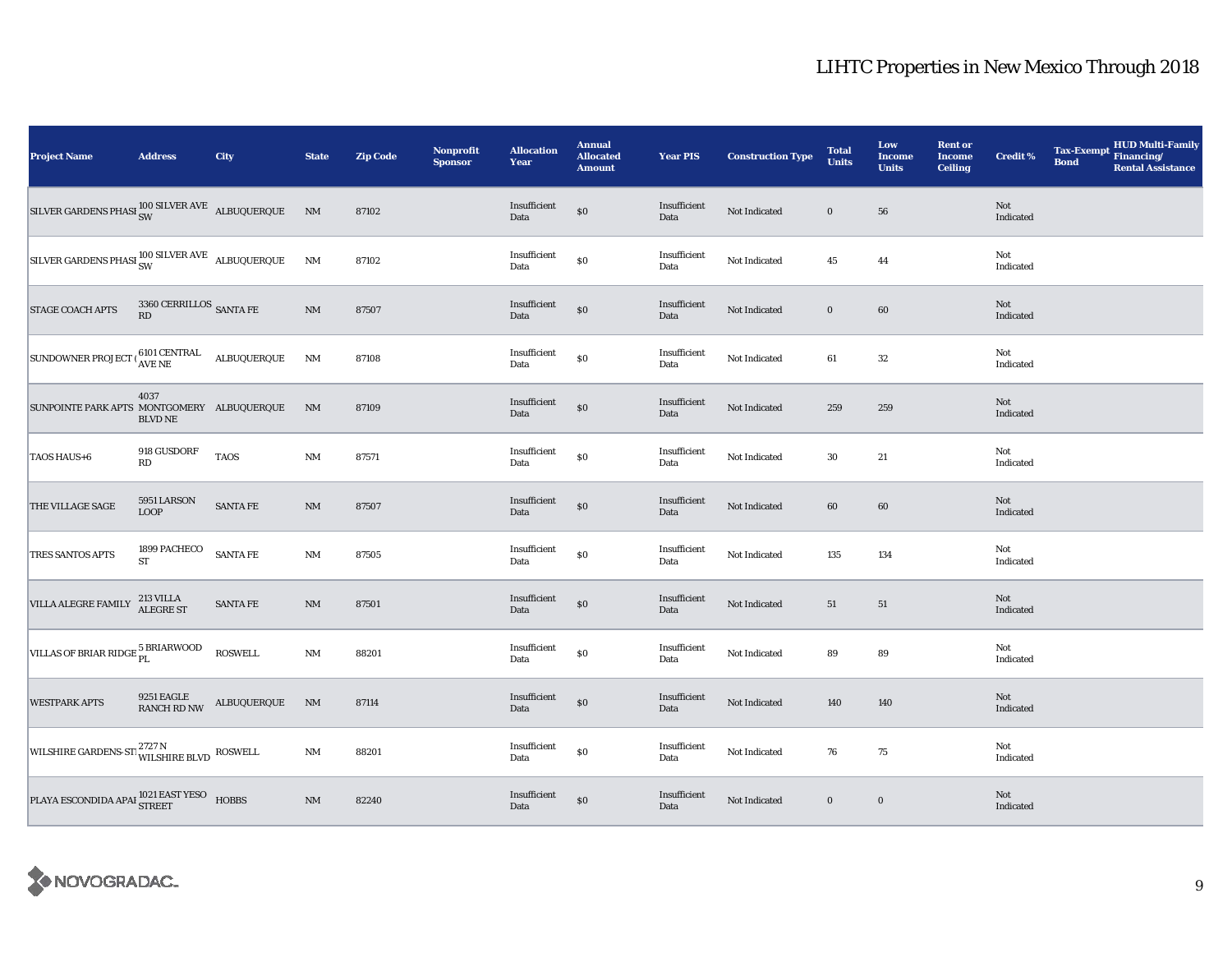# LIHTC Properties in New Mexico Through 2018

| Project Name | Address | City | State | Zip Code | Nonprofit Sponsor | Allocation Year | Annual Allocated Amount | Year PIS | Construction Type | Total Units | Low Income Units | Rent or Income Ceiling | Credit % | Tax-Exempt Bond | HUD Multi-Family Financing/ Rental Assistance |
|---|---|---|---|---|---|---|---|---|---|---|---|---|---|---|---|
| SILVER GARDENS PHASI | 100 SILVER AVE SW | ALBUQUERQUE | NM | 87102 | | Insufficient Data | $0 | Insufficient Data | Not Indicated | 0 | 56 | | Not Indicated | | |
| SILVER GARDENS PHASI | 100 SILVER AVE SW | ALBUQUERQUE | NM | 87102 | | Insufficient Data | $0 | Insufficient Data | Not Indicated | 45 | 44 | | Not Indicated | | |
| STAGE COACH APTS | 3360 CERRILLOS RD | SANTA FE | NM | 87507 | | Insufficient Data | $0 | Insufficient Data | Not Indicated | 0 | 60 | | Not Indicated | | |
| SUNDOWNER PROJECT ( | 6101 CENTRAL AVE NE | ALBUQUERQUE | NM | 87108 | | Insufficient Data | $0 | Insufficient Data | Not Indicated | 61 | 32 | | Not Indicated | | |
| SUNPOINTE PARK APTS | 4037 MONTGOMERY BLVD NE | ALBUQUERQUE | NM | 87109 | | Insufficient Data | $0 | Insufficient Data | Not Indicated | 259 | 259 | | Not Indicated | | |
| TAOS HAUS+6 | 918 GUSDORF RD | TAOS | NM | 87571 | | Insufficient Data | $0 | Insufficient Data | Not Indicated | 30 | 21 | | Not Indicated | | |
| THE VILLAGE SAGE | 5951 LARSON LOOP | SANTA FE | NM | 87507 | | Insufficient Data | $0 | Insufficient Data | Not Indicated | 60 | 60 | | Not Indicated | | |
| TRES SANTOS APTS | 1899 PACHECO ST | SANTA FE | NM | 87505 | | Insufficient Data | $0 | Insufficient Data | Not Indicated | 135 | 134 | | Not Indicated | | |
| VILLA ALEGRE FAMILY | 213 VILLA ALEGRE ST | SANTA FE | NM | 87501 | | Insufficient Data | $0 | Insufficient Data | Not Indicated | 51 | 51 | | Not Indicated | | |
| VILLAS OF BRIAR RIDGE | 5 BRIARWOOD PL | ROSWELL | NM | 88201 | | Insufficient Data | $0 | Insufficient Data | Not Indicated | 89 | 89 | | Not Indicated | | |
| WESTPARK APTS | 9251 EAGLE RANCH RD NW | ALBUQUERQUE | NM | 87114 | | Insufficient Data | $0 | Insufficient Data | Not Indicated | 140 | 140 | | Not Indicated | | |
| WILSHIRE GARDENS-ST | 2727 N WILSHIRE BLVD | ROSWELL | NM | 88201 | | Insufficient Data | $0 | Insufficient Data | Not Indicated | 76 | 75 | | Not Indicated | | |
| PLAYA ESCONDIDA APAI | 1021 EAST YESO STREET | HOBBS | NM | 82240 | | Insufficient Data | $0 | Insufficient Data | Not Indicated | 0 | 0 | | Not Indicated | | |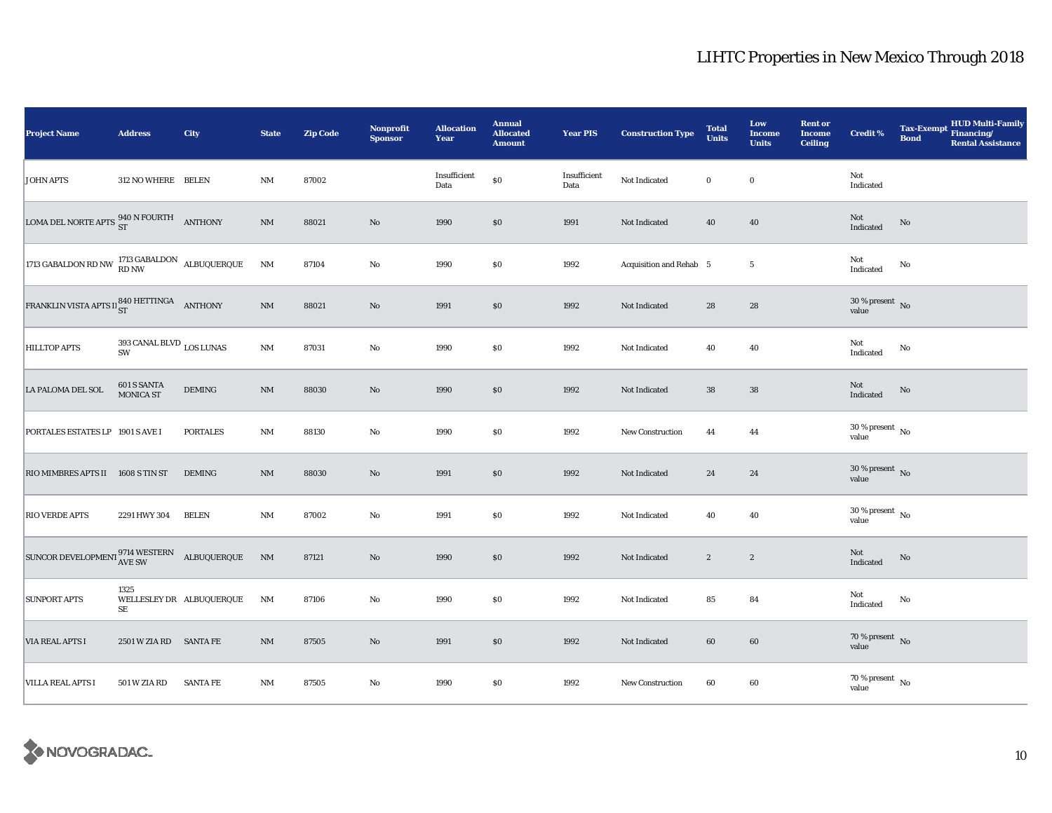# LIHTC Properties in New Mexico Through 2018

| Project Name | Address | City | State | Zip Code | Nonprofit Sponsor | Allocation Year | Annual Allocated Amount | Year PIS | Construction Type | Total Units | Low Income Units | Rent or Income Ceiling | Credit % | Tax-Exempt Bond | HUD Multi-Family Financing/ Rental Assistance |
|---|---|---|---|---|---|---|---|---|---|---|---|---|---|---|---|
| JOHN APTS | 312 NO WHERE | BELEN | NM | 87002 | | Insufficient Data | $0 | Insufficient Data | Not Indicated | 0 | 0 | | Not Indicated | | |
| LOMA DEL NORTE APTS | 940 N FOURTH ST | ANTHONY | NM | 88021 | No | 1990 | $0 | 1991 | Not Indicated | 40 | 40 | | Not Indicated | No | |
| 1713 GABALDON RD NW | 1713 GABALDON RD NW | ALBUQUERQUE | NM | 87104 | No | 1990 | $0 | 1992 | Acquisition and Rehab | 5 | 5 | | Not Indicated | No | |
| FRANKLIN VISTA APTS II | 840 HETTINGA ST | ANTHONY | NM | 88021 | No | 1991 | $0 | 1992 | Not Indicated | 28 | 28 | | 30 % present value | No | |
| HILLTOP APTS | 393 CANAL BLVD SW | LOS LUNAS | NM | 87031 | No | 1990 | $0 | 1992 | Not Indicated | 40 | 40 | | Not Indicated | No | |
| LA PALOMA DEL SOL | 601 S SANTA MONICA ST | DEMING | NM | 88030 | No | 1990 | $0 | 1992 | Not Indicated | 38 | 38 | | Not Indicated | No | |
| PORTALES ESTATES LP | 1901 S AVE I | PORTALES | NM | 88130 | No | 1990 | $0 | 1992 | New Construction | 44 | 44 | | 30 % present value | No | |
| RIO MIMBRES APTS II | 1608 S TIN ST | DEMING | NM | 88030 | No | 1991 | $0 | 1992 | Not Indicated | 24 | 24 | | 30 % present value | No | |
| RIO VERDE APTS | 2291 HWY 304 | BELEN | NM | 87002 | No | 1991 | $0 | 1992 | Not Indicated | 40 | 40 | | 30 % present value | No | |
| SUNCOR DEVELOPMENT | 9714 WESTERN AVE SW | ALBUQUERQUE | NM | 87121 | No | 1990 | $0 | 1992 | Not Indicated | 2 | 2 | | Not Indicated | No | |
| SUNPORT APTS | 1325 WELLESLEY DR SE | ALBUQUERQUE | NM | 87106 | No | 1990 | $0 | 1992 | Not Indicated | 85 | 84 | | Not Indicated | No | |
| VIA REAL APTS I | 2501 W ZIA RD | SANTA FE | NM | 87505 | No | 1991 | $0 | 1992 | Not Indicated | 60 | 60 | | 70 % present value | No | |
| VILLA REAL APTS I | 501 W ZIA RD | SANTA FE | NM | 87505 | No | 1990 | $0 | 1992 | New Construction | 60 | 60 | | 70 % present value | No | |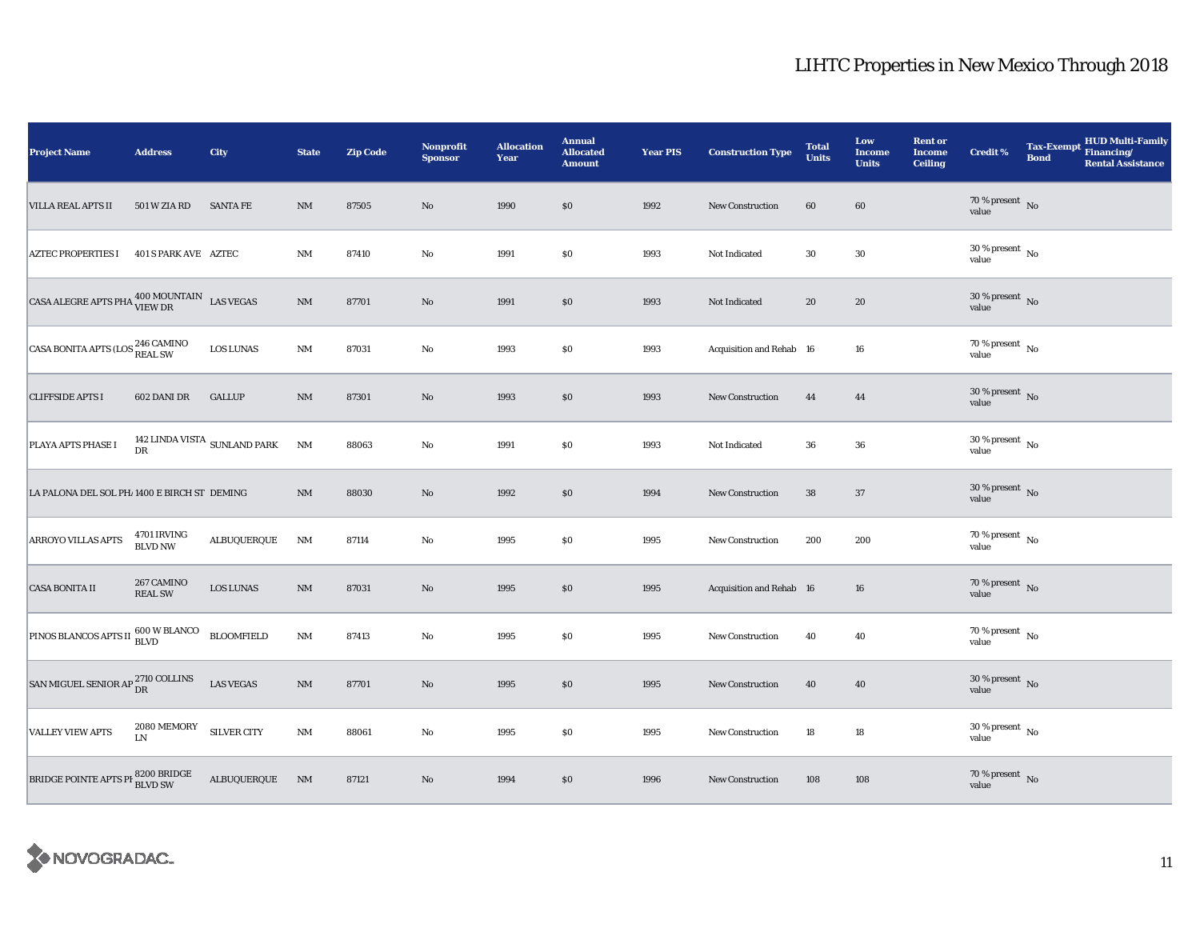# LIHTC Properties in New Mexico Through 2018

| Project Name | Address | City | State | Zip Code | Nonprofit Sponsor | Allocation Year | Annual Allocated Amount | Year PIS | Construction Type | Total Units | Low Income Units | Rent or Income Ceiling | Credit % | Tax-Exempt Bond | HUD Multi-Family Financing/ Rental Assistance |
|---|---|---|---|---|---|---|---|---|---|---|---|---|---|---|---|
| VILLA REAL APTS II | 501 W ZIA RD | SANTA FE | NM | 87505 | No | 1990 | $0 | 1992 | New Construction | 60 | 60 | | 70 % present value | No | |
| AZTEC PROPERTIES I | 401 S PARK AVE | AZTEC | NM | 87410 | No | 1991 | $0 | 1993 | Not Indicated | 30 | 30 | | 30 % present value | No | |
| CASA ALEGRE APTS PHA | 400 MOUNTAIN VIEW DR | LAS VEGAS | NM | 87701 | No | 1991 | $0 | 1993 | Not Indicated | 20 | 20 | | 30 % present value | No | |
| CASA BONITA APTS (LOS | 246 CAMINO REAL SW | LOS LUNAS | NM | 87031 | No | 1993 | $0 | 1993 | Acquisition and Rehab | 16 | 16 | | 70 % present value | No | |
| CLIFFSIDE APTS I | 602 DANI DR | GALLUP | NM | 87301 | No | 1993 | $0 | 1993 | New Construction | 44 | 44 | | 30 % present value | No | |
| PLAYA APTS PHASE I | 142 LINDA VISTA DR | SUNLAND PARK | NM | 88063 | No | 1991 | $0 | 1993 | Not Indicated | 36 | 36 | | 30 % present value | No | |
| LA PALONA DEL SOL PH/ | 1400 E BIRCH ST | DEMING | NM | 88030 | No | 1992 | $0 | 1994 | New Construction | 38 | 37 | | 30 % present value | No | |
| ARROYO VILLAS APTS | 4701 IRVING BLVD NW | ALBUQUERQUE | NM | 87114 | No | 1995 | $0 | 1995 | New Construction | 200 | 200 | | 70 % present value | No | |
| CASA BONITA II | 267 CAMINO REAL SW | LOS LUNAS | NM | 87031 | No | 1995 | $0 | 1995 | Acquisition and Rehab | 16 | 16 | | 70 % present value | No | |
| PINOS BLANCOS APTS II | 600 W BLANCO BLVD | BLOOMFIELD | NM | 87413 | No | 1995 | $0 | 1995 | New Construction | 40 | 40 | | 70 % present value | No | |
| SAN MIGUEL SENIOR AP | 2710 COLLINS DR | LAS VEGAS | NM | 87701 | No | 1995 | $0 | 1995 | New Construction | 40 | 40 | | 30 % present value | No | |
| VALLEY VIEW APTS | 2080 MEMORY LN | SILVER CITY | NM | 88061 | No | 1995 | $0 | 1995 | New Construction | 18 | 18 | | 30 % present value | No | |
| BRIDGE POINTE APTS PH | 8200 BRIDGE BLVD SW | ALBUQUERQUE | NM | 87121 | No | 1994 | $0 | 1996 | New Construction | 108 | 108 | | 70 % present value | No | |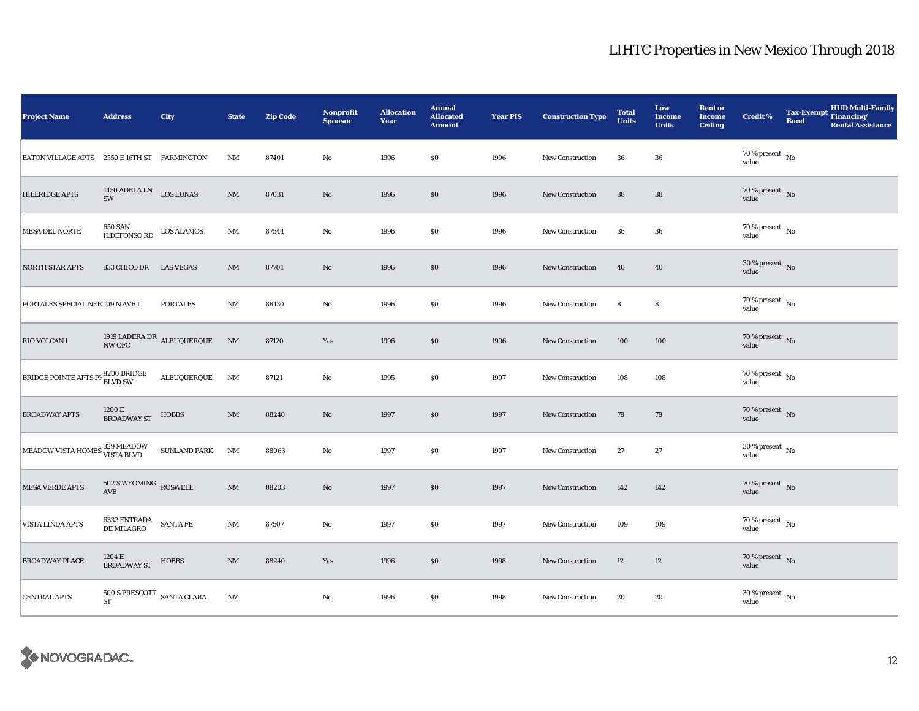# LIHTC Properties in New Mexico Through 2018

| Project Name | Address | City | State | Zip Code | Nonprofit Sponsor | Allocation Year | Annual Allocated Amount | Year PIS | Construction Type | Total Units | Low Income Units | Rent or Income Ceiling | Credit % | Tax-Exempt Bond | HUD Multi-Family Financing/ Rental Assistance |
|---|---|---|---|---|---|---|---|---|---|---|---|---|---|---|---|
| EATON VILLAGE APTS | 2550 E 16TH ST | FARMINGTON | NM | 87401 | No | 1996 | $0 | 1996 | New Construction | 36 | 36 | | 70 % present value | No | |
| HILLRIDGE APTS | 1450 ADELA LN SW | LOS LUNAS | NM | 87031 | No | 1996 | $0 | 1996 | New Construction | 38 | 38 | | 70 % present value | No | |
| MESA DEL NORTE | 650 SAN ILDEFONSO RD | LOS ALAMOS | NM | 87544 | No | 1996 | $0 | 1996 | New Construction | 36 | 36 | | 70 % present value | No | |
| NORTH STAR APTS | 333 CHICO DR | LAS VEGAS | NM | 87701 | No | 1996 | $0 | 1996 | New Construction | 40 | 40 | | 30 % present value | No | |
| PORTALES SPECIAL NEE | 109 N AVE I | PORTALES | NM | 88130 | No | 1996 | $0 | 1996 | New Construction | 8 | 8 | | 70 % present value | No | |
| RIO VOLCAN I | 1919 LADERA DR NW OFC | ALBUQUERQUE | NM | 87120 | Yes | 1996 | $0 | 1996 | New Construction | 100 | 100 | | 70 % present value | No | |
| BRIDGE POINTE APTS PH | 8200 BRIDGE BLVD SW | ALBUQUERQUE | NM | 87121 | No | 1995 | $0 | 1997 | New Construction | 108 | 108 | | 70 % present value | No | |
| BROADWAY APTS | 1200 E BROADWAY ST | HOBBS | NM | 88240 | No | 1997 | $0 | 1997 | New Construction | 78 | 78 | | 70 % present value | No | |
| MEADOW VISTA HOMES | 329 MEADOW VISTA BLVD | SUNLAND PARK | NM | 88063 | No | 1997 | $0 | 1997 | New Construction | 27 | 27 | | 30 % present value | No | |
| MESA VERDE APTS | 502 S WYOMING AVE | ROSWELL | NM | 88203 | No | 1997 | $0 | 1997 | New Construction | 142 | 142 | | 70 % present value | No | |
| VISTA LINDA APTS | 6332 ENTRADA DE MILAGRO | SANTA FE | NM | 87507 | No | 1997 | $0 | 1997 | New Construction | 109 | 109 | | 70 % present value | No | |
| BROADWAY PLACE | 1204 E BROADWAY ST | HOBBS | NM | 88240 | Yes | 1996 | $0 | 1998 | New Construction | 12 | 12 | | 70 % present value | No | |
| CENTRAL APTS | 500 S PRESCOTT ST | SANTA CLARA | NM | | No | 1996 | $0 | 1998 | New Construction | 20 | 20 | | 30 % present value | No | |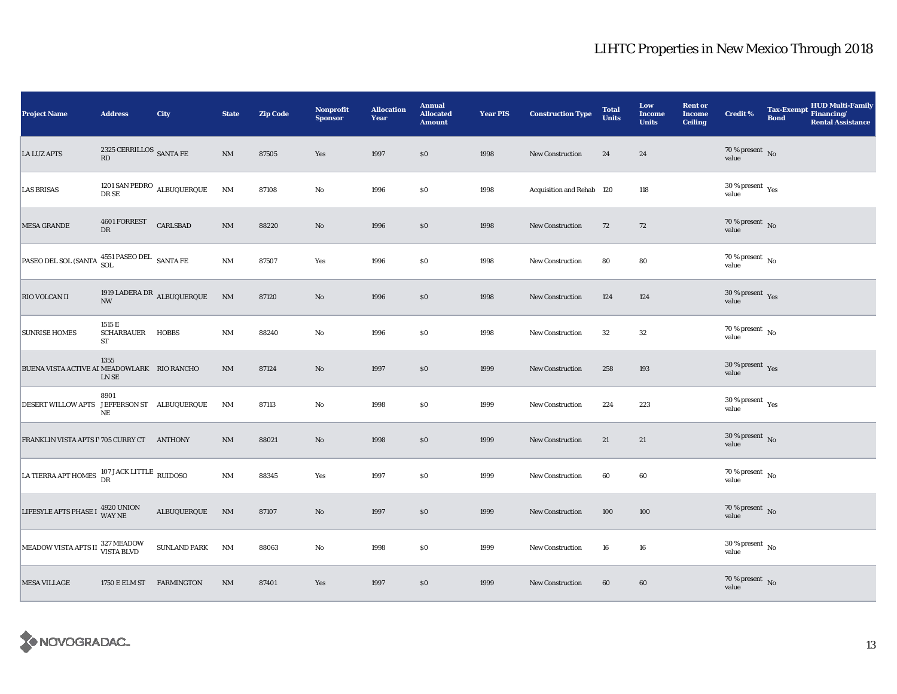# LIHTC Properties in New Mexico Through 2018

| Project Name | Address | City | State | Zip Code | Nonprofit Sponsor | Allocation Year | Annual Allocated Amount | Year PIS | Construction Type | Total Units | Low Income Units | Rent or Income Ceiling | Credit % | Tax-Exempt Bond | HUD Multi-Family Financing/ Rental Assistance |
|---|---|---|---|---|---|---|---|---|---|---|---|---|---|---|---|
| LA LUZ APTS | 2325 CERRILLOS RD | SANTA FE | NM | 87505 | Yes | 1997 | $0 | 1998 | New Construction | 24 | 24 | | 70 % present value | No | |
| LAS BRISAS | 1201 SAN PEDRO DR SE | ALBUQUERQUE | NM | 87108 | No | 1996 | $0 | 1998 | Acquisition and Rehab | 120 | 118 | | 30 % present value | Yes | |
| MESA GRANDE | 4601 FORREST DR | CARLSBAD | NM | 88220 | No | 1996 | $0 | 1998 | New Construction | 72 | 72 | | 70 % present value | No | |
| PASEO DEL SOL (SANTA | 4551 PASEO DEL SOL | SANTA FE | NM | 87507 | Yes | 1996 | $0 | 1998 | New Construction | 80 | 80 | | 70 % present value | No | |
| RIO VOLCAN II | 1919 LADERA DR NW | ALBUQUERQUE | NM | 87120 | No | 1996 | $0 | 1998 | New Construction | 124 | 124 | | 30 % present value | Yes | |
| SUNRISE HOMES | 1515 E SCHARBAUER ST | HOBBS | NM | 88240 | No | 1996 | $0 | 1998 | New Construction | 32 | 32 | | 70 % present value | No | |
| BUENA VISTA ACTIVE AI | 1355 MEADOWLARK LN SE | RIO RANCHO | NM | 87124 | No | 1997 | $0 | 1999 | New Construction | 258 | 193 | | 30 % present value | Yes | |
| DESERT WILLOW APTS | 8901 JEFFERSON ST NE | ALBUQUERQUE | NM | 87113 | No | 1998 | $0 | 1999 | New Construction | 224 | 223 | | 30 % present value | Yes | |
| FRANKLIN VISTA APTS IV | 705 CURRY CT | ANTHONY | NM | 88021 | No | 1998 | $0 | 1999 | New Construction | 21 | 21 | | 30 % present value | No | |
| LA TIERRA APT HOMES | 107 JACK LITTLE DR | RUIDOSO | NM | 88345 | Yes | 1997 | $0 | 1999 | New Construction | 60 | 60 | | 70 % present value | No | |
| LIFESYLE APTS PHASE I | 4920 UNION WAY NE | ALBUQUERQUE | NM | 87107 | No | 1997 | $0 | 1999 | New Construction | 100 | 100 | | 70 % present value | No | |
| MEADOW VISTA APTS II | 327 MEADOW VISTA BLVD | SUNLAND PARK | NM | 88063 | No | 1998 | $0 | 1999 | New Construction | 16 | 16 | | 30 % present value | No | |
| MESA VILLAGE | 1750 E ELM ST | FARMINGTON | NM | 87401 | Yes | 1997 | $0 | 1999 | New Construction | 60 | 60 | | 70 % present value | No | |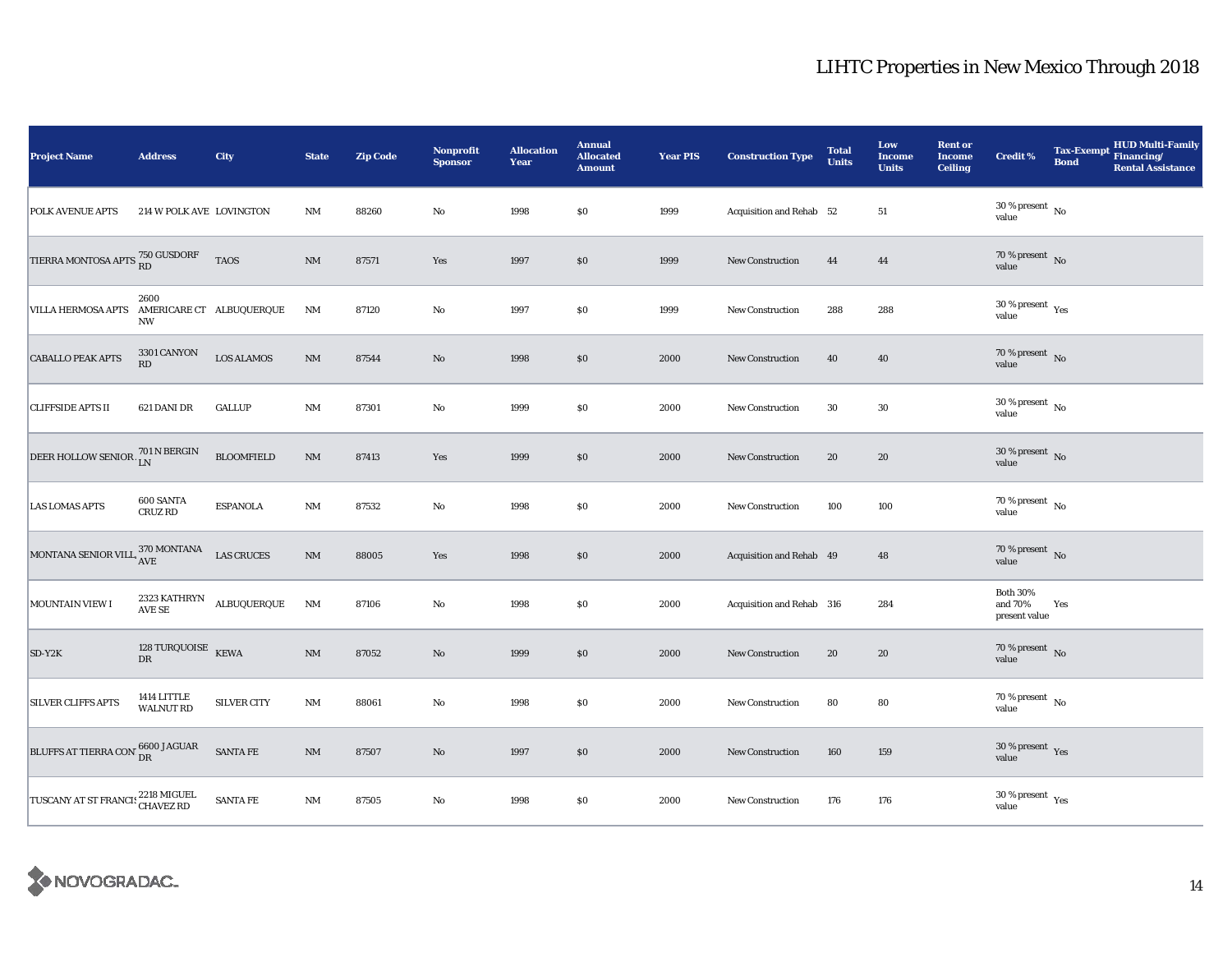# LIHTC Properties in New Mexico Through 2018

| Project Name | Address | City | State | Zip Code | Nonprofit Sponsor | Allocation Year | Annual Allocated Amount | Year PIS | Construction Type | Total Units | Low Income Units | Rent or Income Ceiling | Credit % | Tax-Exempt Bond | HUD Multi-Family Financing/ Rental Assistance |
|---|---|---|---|---|---|---|---|---|---|---|---|---|---|---|---|
| POLK AVENUE APTS | 214 W POLK AVE | LOVINGTON | NM | 88260 | No | 1998 | $0 | 1999 | Acquisition and Rehab | 52 | 51 | | 30 % present value | No | |
| TIERRA MONTOSA APTS | 750 GUSDORF RD | TAOS | NM | 87571 | Yes | 1997 | $0 | 1999 | New Construction | 44 | 44 | | 70 % present value | No | |
| VILLA HERMOSA APTS | 2600 AMERICARE CT NW | ALBUQUERQUE | NM | 87120 | No | 1997 | $0 | 1999 | New Construction | 288 | 288 | | 30 % present value | Yes | |
| CABALLO PEAK APTS | 3301 CANYON RD | LOS ALAMOS | NM | 87544 | No | 1998 | $0 | 2000 | New Construction | 40 | 40 | | 70 % present value | No | |
| CLIFFSIDE APTS II | 621 DANI DR | GALLUP | NM | 87301 | No | 1999 | $0 | 2000 | New Construction | 30 | 30 | | 30 % present value | No | |
| DEER HOLLOW SENIOR . | 701 N BERGIN LN | BLOOMFIELD | NM | 87413 | Yes | 1999 | $0 | 2000 | New Construction | 20 | 20 | | 30 % present value | No | |
| LAS LOMAS APTS | 600 SANTA CRUZ RD | ESPANOLA | NM | 87532 | No | 1998 | $0 | 2000 | New Construction | 100 | 100 | | 70 % present value | No | |
| MONTANA SENIOR VILL, | 370 MONTANA AVE | LAS CRUCES | NM | 88005 | Yes | 1998 | $0 | 2000 | Acquisition and Rehab | 49 | 48 | | 70 % present value | No | |
| MOUNTAIN VIEW I | 2323 KATHRYN AVE SE | ALBUQUERQUE | NM | 87106 | No | 1998 | $0 | 2000 | Acquisition and Rehab | 316 | 284 | | Both 30% and 70% present value | Yes | |
| SD-Y2K | 128 TURQUOISE DR | KEWA | NM | 87052 | No | 1999 | $0 | 2000 | New Construction | 20 | 20 | | 70 % present value | No | |
| SILVER CLIFFS APTS | 1414 LITTLE WALNUT RD | SILVER CITY | NM | 88061 | No | 1998 | $0 | 2000 | New Construction | 80 | 80 | | 70 % present value | No | |
| BLUFFS AT TIERRA CON | 6600 JAGUAR DR | SANTA FE | NM | 87507 | No | 1997 | $0 | 2000 | New Construction | 160 | 159 | | 30 % present value | Yes | |
| TUSCANY AT ST FRANCIS | 2218 MIGUEL CHAVEZ RD | SANTA FE | NM | 87505 | No | 1998 | $0 | 2000 | New Construction | 176 | 176 | | 30 % present value | Yes | |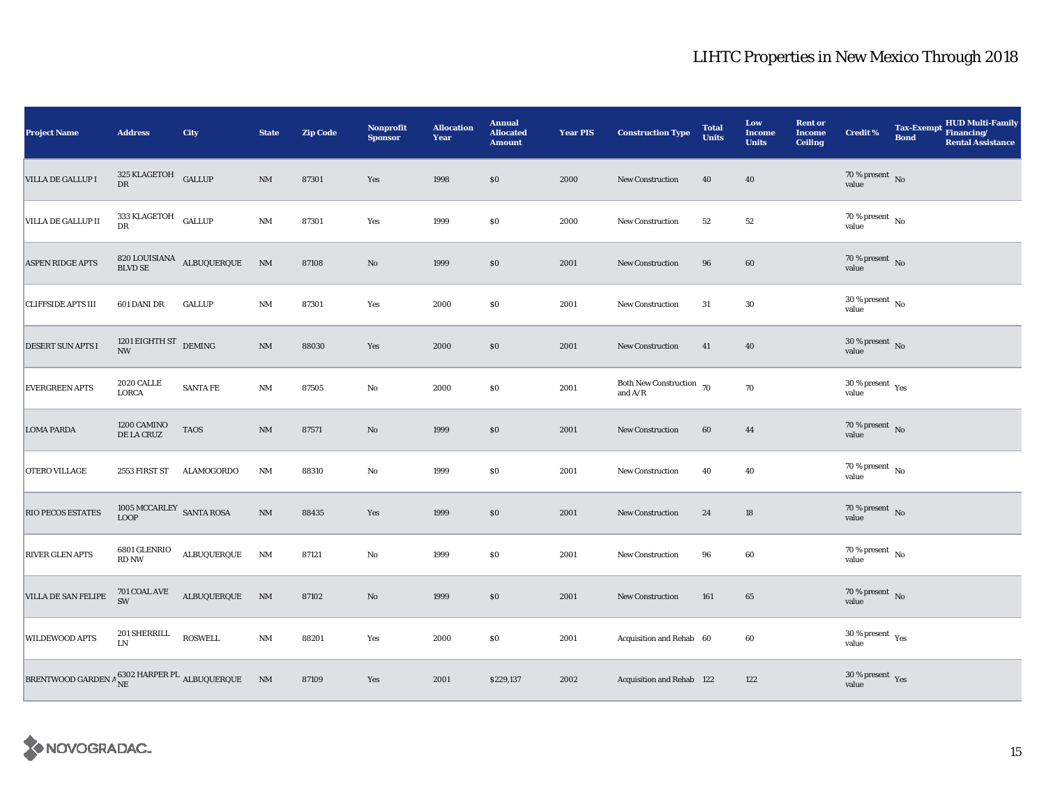# LIHTC Properties in New Mexico Through 2018

| Project Name | Address | City | State | Zip Code | Nonprofit Sponsor | Allocation Year | Annual Allocated Amount | Year PIS | Construction Type | Total Units | Low Income Units | Rent or Income Ceiling | Credit % | Tax-Exempt Bond | HUD Multi-Family Financing/ Rental Assistance |
|---|---|---|---|---|---|---|---|---|---|---|---|---|---|---|---|
| VILLA DE GALLUP I | 325 KLAGETOH DR | GALLUP | NM | 87301 | Yes | 1998 | $0 | 2000 | New Construction | 40 | 40 | | 70 % present value | No | |
| VILLA DE GALLUP II | 333 KLAGETOH DR | GALLUP | NM | 87301 | Yes | 1999 | $0 | 2000 | New Construction | 52 | 52 | | 70 % present value | No | |
| ASPEN RIDGE APTS | 820 LOUISIANA BLVD SE | ALBUQUERQUE | NM | 87108 | No | 1999 | $0 | 2001 | New Construction | 96 | 60 | | 70 % present value | No | |
| CLIFFSIDE APTS III | 601 DANI DR | GALLUP | NM | 87301 | Yes | 2000 | $0 | 2001 | New Construction | 31 | 30 | | 30 % present value | No | |
| DESERT SUN APTS I | 1201 EIGHTH ST NW | DEMING | NM | 88030 | Yes | 2000 | $0 | 2001 | New Construction | 41 | 40 | | 30 % present value | No | |
| EVERGREEN APTS | 2020 CALLE LORCA | SANTA FE | NM | 87505 | No | 2000 | $0 | 2001 | Both New Construction and A/R | 70 | 70 | | 30 % present value | Yes | |
| LOMA PARDA | 1200 CAMINO DE LA CRUZ | TAOS | NM | 87571 | No | 1999 | $0 | 2001 | New Construction | 60 | 44 | | 70 % present value | No | |
| OTERO VILLAGE | 2553 FIRST ST | ALAMOGORDO | NM | 88310 | No | 1999 | $0 | 2001 | New Construction | 40 | 40 | | 70 % present value | No | |
| RIO PECOS ESTATES | 1005 MCCARLEY LOOP | SANTA ROSA | NM | 88435 | Yes | 1999 | $0 | 2001 | New Construction | 24 | 18 | | 70 % present value | No | |
| RIVER GLEN APTS | 6801 GLENRIO RD NW | ALBUQUERQUE | NM | 87121 | No | 1999 | $0 | 2001 | New Construction | 96 | 60 | | 70 % present value | No | |
| VILLA DE SAN FELIPE | 701 COAL AVE SW | ALBUQUERQUE | NM | 87102 | No | 1999 | $0 | 2001 | New Construction | 161 | 65 | | 70 % present value | No | |
| WILDEWOOD APTS | 201 SHERRILL LN | ROSWELL | NM | 88201 | Yes | 2000 | $0 | 2001 | Acquisition and Rehab | 60 | 60 | | 30 % present value | Yes | |
| BRENTWOOD GARDEN A | 6302 HARPER PL NE | ALBUQUERQUE | NM | 87109 | Yes | 2001 | $229,137 | 2002 | Acquisition and Rehab | 122 | 122 | | 30 % present value | Yes | |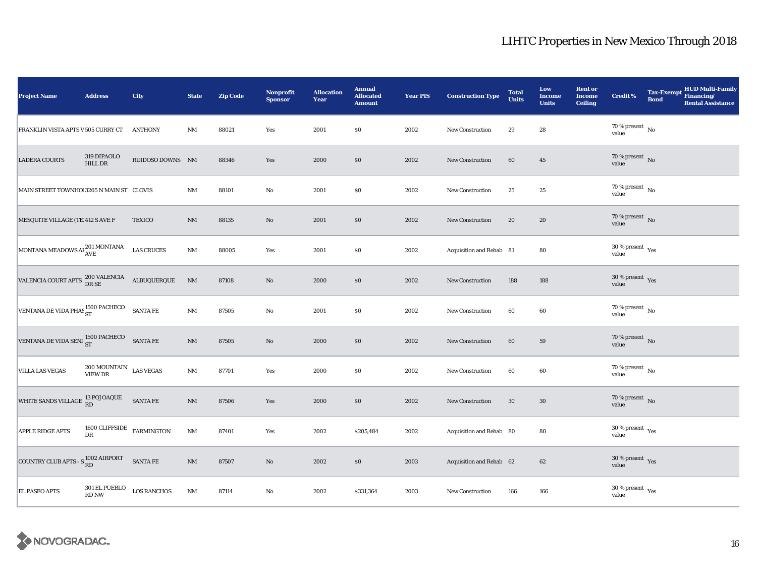# LIHTC Properties in New Mexico Through 2018

| Project Name | Address | City | State | Zip Code | Nonprofit Sponsor | Allocation Year | Annual Allocated Amount | Year PIS | Construction Type | Total Units | Low Income Units | Rent or Income Ceiling | Credit % | Tax-Exempt Bond | HUD Multi-Family Financing/ Rental Assistance |
|---|---|---|---|---|---|---|---|---|---|---|---|---|---|---|---|
| FRANKLIN VISTA APTS V | 505 CURRY CT | ANTHONY | NM | 88021 | Yes | 2001 | $0 | 2002 | New Construction | 29 | 28 | | 70 % present value | No | |
| LADERA COURTS | 319 DIPAOLO HILL DR | RUIDOSO DOWNS | NM | 88346 | Yes | 2000 | $0 | 2002 | New Construction | 60 | 45 | | 70 % present value | No | |
| MAIN STREET TOWNHOI | 3205 N MAIN ST | CLOVIS | NM | 88101 | No | 2001 | $0 | 2002 | New Construction | 25 | 25 | | 70 % present value | No | |
| MESQUITE VILLAGE (TE | 412 S AVE F | TEXICO | NM | 88135 | No | 2001 | $0 | 2002 | New Construction | 20 | 20 | | 70 % present value | No | |
| MONTANA MEADOWS AI | 201 MONTANA AVE | LAS CRUCES | NM | 88005 | Yes | 2001 | $0 | 2002 | Acquisition and Rehab | 81 | 80 | | 30 % present value | Yes | |
| VALENCIA COURT APTS | 200 VALENCIA DR SE | ALBUQUERQUE | NM | 87108 | No | 2000 | $0 | 2002 | New Construction | 188 | 188 | | 30 % present value | Yes | |
| VENTANA DE VIDA PHAS | 1500 PACHECO ST | SANTA FE | NM | 87505 | No | 2001 | $0 | 2002 | New Construction | 60 | 60 | | 70 % present value | No | |
| VENTANA DE VIDA SENI | 1500 PACHECO ST | SANTA FE | NM | 87505 | No | 2000 | $0 | 2002 | New Construction | 60 | 59 | | 70 % present value | No | |
| VILLA LAS VEGAS | 200 MOUNTAIN VIEW DR | LAS VEGAS | NM | 87701 | Yes | 2000 | $0 | 2002 | New Construction | 60 | 60 | | 70 % present value | No | |
| WHITE SANDS VILLAGE | 13 POJOAQUE RD | SANTA FE | NM | 87506 | Yes | 2000 | $0 | 2002 | New Construction | 30 | 30 | | 70 % present value | No | |
| APPLE RIDGE APTS | 1600 CLIFFSIDE DR | FARMINGTON | NM | 87401 | Yes | 2002 | $205,484 | 2002 | Acquisition and Rehab | 80 | 80 | | 30 % present value | Yes | |
| COUNTRY CLUB APTS - S | 1002 AIRPORT RD | SANTA FE | NM | 87507 | No | 2002 | $0 | 2003 | Acquisition and Rehab | 62 | 62 | | 30 % present value | Yes | |
| EL PASEO APTS | 301 EL PUEBLO RD NW | LOS RANCHOS | NM | 87114 | No | 2002 | $331,364 | 2003 | New Construction | 166 | 166 | | 30 % present value | Yes | |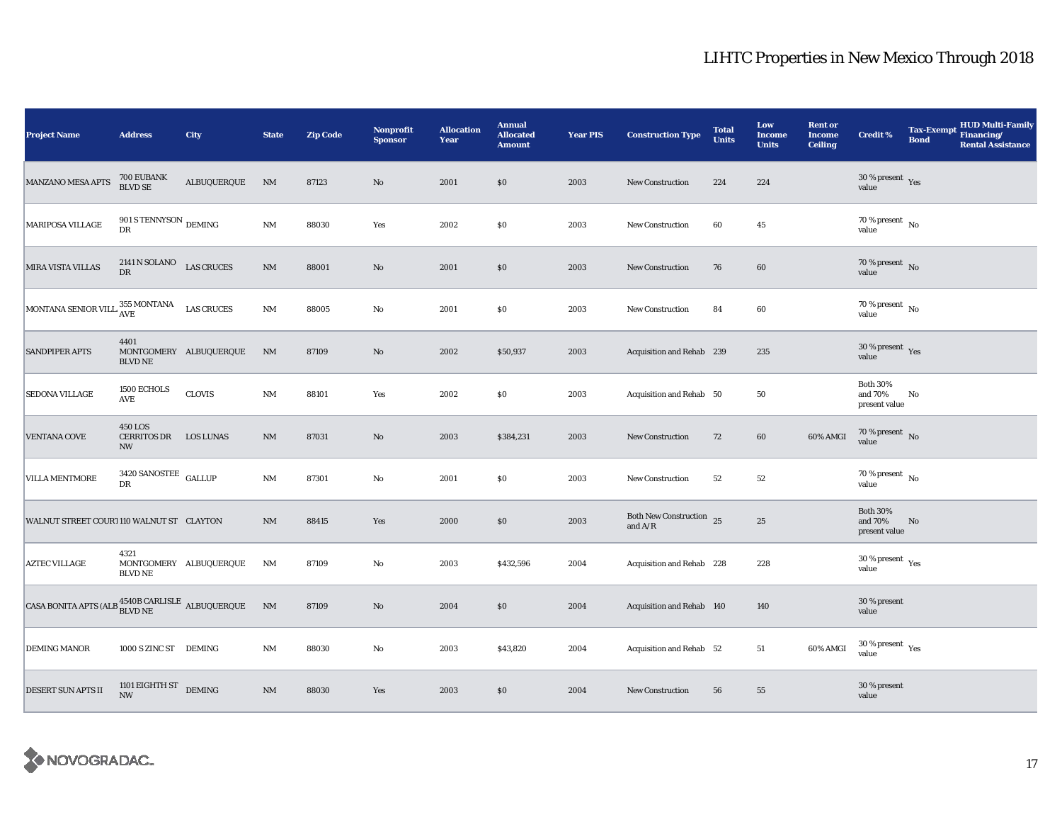# LIHTC Properties in New Mexico Through 2018

| Project Name | Address | City | State | Zip Code | Nonprofit Sponsor | Allocation Year | Annual Allocated Amount | Year PIS | Construction Type | Total Units | Low Income Units | Rent or Income Ceiling | Credit % | Tax-Exempt Bond | HUD Multi-Family Financing/ Rental Assistance |
|---|---|---|---|---|---|---|---|---|---|---|---|---|---|---|---|
| MANZANO MESA APTS | 700 EUBANK BLVD SE | ALBUQUERQUE | NM | 87123 | No | 2001 | $0 | 2003 | New Construction | 224 | 224 | | 30 % present value | Yes | |
| MARIPOSA VILLAGE | 901 S TENNYSON DR | DEMING | NM | 88030 | Yes | 2002 | $0 | 2003 | New Construction | 60 | 45 | | 70 % present value | No | |
| MIRA VISTA VILLAS | 2141 N SOLANO DR | LAS CRUCES | NM | 88001 | No | 2001 | $0 | 2003 | New Construction | 76 | 60 | | 70 % present value | No | |
| MONTANA SENIOR VILL | 355 MONTANA AVE | LAS CRUCES | NM | 88005 | No | 2001 | $0 | 2003 | New Construction | 84 | 60 | | 70 % present value | No | |
| SANDPIPER APTS | 4401 MONTGOMERY BLVD NE | ALBUQUERQUE | NM | 87109 | No | 2002 | $50,937 | 2003 | Acquisition and Rehab | 239 | 235 | | 30 % present value | Yes | |
| SEDONA VILLAGE | 1500 ECHOLS AVE | CLOVIS | NM | 88101 | Yes | 2002 | $0 | 2003 | Acquisition and Rehab | 50 | 50 | | Both 30% and 70% present value | No | |
| VENTANA COVE | 450 LOS CERRITOS DR NW | LOS LUNAS | NM | 87031 | No | 2003 | $384,231 | 2003 | New Construction | 72 | 60 | 60% AMGI | 70 % present value | No | |
| VILLA MENTMORE | 3420 SANOSTEE DR | GALLUP | NM | 87301 | No | 2001 | $0 | 2003 | New Construction | 52 | 52 | | 70 % present value | No | |
| WALNUT STREET COURT | 110 WALNUT ST | CLAYTON | NM | 88415 | Yes | 2000 | $0 | 2003 | Both New Construction and A/R | 25 | 25 | | Both 30% and 70% present value | No | |
| AZTEC VILLAGE | 4321 MONTGOMERY BLVD NE | ALBUQUERQUE | NM | 87109 | No | 2003 | $432,596 | 2004 | Acquisition and Rehab | 228 | 228 | | 30 % present value | Yes | |
| CASA BONITA APTS (ALB | 4540B CARLISLE BLVD NE | ALBUQUERQUE | NM | 87109 | No | 2004 | $0 | 2004 | Acquisition and Rehab | 140 | 140 | | 30 % present value | | |
| DEMING MANOR | 1000 S ZINC ST | DEMING | NM | 88030 | No | 2003 | $43,820 | 2004 | Acquisition and Rehab | 52 | 51 | 60% AMGI | 30 % present value | Yes | |
| DESERT SUN APTS II | 1101 EIGHTH ST NW | DEMING | NM | 88030 | Yes | 2003 | $0 | 2004 | New Construction | 56 | 55 | | 30 % present value | | |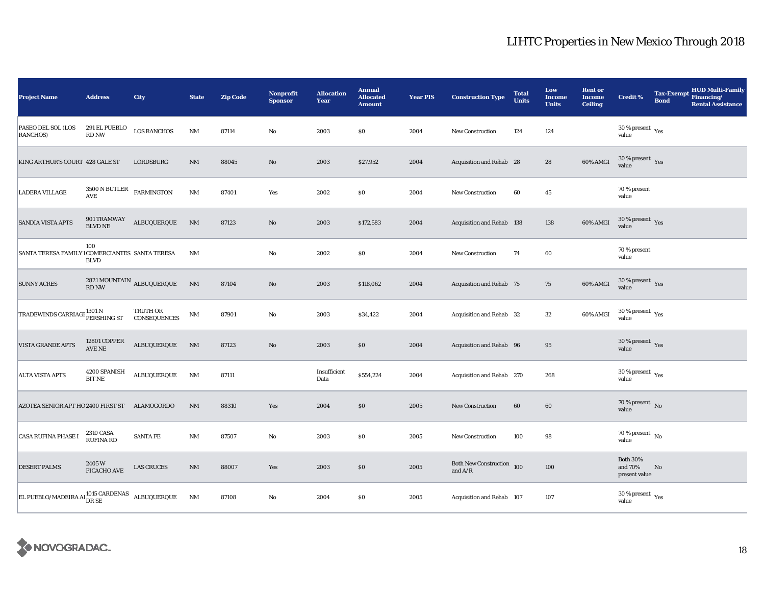# LIHTC Properties in New Mexico Through 2018

| Project Name | Address | City | State | Zip Code | Nonprofit Sponsor | Allocation Year | Annual Allocated Amount | Year PIS | Construction Type | Total Units | Low Income Units | Rent or Income Ceiling | Credit % | Tax-Exempt Bond | HUD Multi-Family Financing/ Rental Assistance |
|---|---|---|---|---|---|---|---|---|---|---|---|---|---|---|---|
| PASEO DEL SOL (LOS RANCHOS) | 291 EL PUEBLO RD NW | LOS RANCHOS | NM | 87114 | No | 2003 | $0 | 2004 | New Construction | 124 | 124 | | 30 % present value | Yes | |
| KING ARTHUR'S COURT | 428 GALE ST | LORDSBURG | NM | 88045 | No | 2003 | $27,952 | 2004 | Acquisition and Rehab | 28 | 28 | 60% AMGI | 30 % present value | Yes | |
| LADERA VILLAGE | 3500 N BUTLER AVE | FARMINGTON | NM | 87401 | Yes | 2002 | $0 | 2004 | New Construction | 60 | 45 | | 70 % present value | | |
| SANDIA VISTA APTS | 901 TRAMWAY BLVD NE | ALBUQUERQUE | NM | 87123 | No | 2003 | $172,583 | 2004 | Acquisition and Rehab | 138 | 138 | 60% AMGI | 30 % present value | Yes | |
| SANTA TERESA FAMILY I | 100 COMERCIANTES BLVD | SANTA TERESA | NM | | No | 2002 | $0 | 2004 | New Construction | 74 | 60 | | 70 % present value | | |
| SUNNY ACRES | 2821 MOUNTAIN RD NW | ALBUQUERQUE | NM | 87104 | No | 2003 | $118,062 | 2004 | Acquisition and Rehab | 75 | 75 | 60% AMGI | 30 % present value | Yes | |
| TRADEWINDS CARRIAGI | 1301 N PERSHING ST | TRUTH OR CONSEQUENCES | NM | 87901 | No | 2003 | $34,422 | 2004 | Acquisition and Rehab | 32 | 32 | 60% AMGI | 30 % present value | Yes | |
| VISTA GRANDE APTS | 12801 COPPER AVE NE | ALBUQUERQUE | NM | 87123 | No | 2003 | $0 | 2004 | Acquisition and Rehab | 96 | 95 | | 30 % present value | Yes | |
| ALTA VISTA APTS | 4200 SPANISH BIT NE | ALBUQUERQUE | NM | 87111 | | Insufficient Data | $554,224 | 2004 | Acquisition and Rehab | 270 | 268 | | 30 % present value | Yes | |
| AZOTEA SENIOR APT HO | 2400 FIRST ST | ALAMOGORDO | NM | 88310 | Yes | 2004 | $0 | 2005 | New Construction | 60 | 60 | | 70 % present value | No | |
| CASA RUFINA PHASE I | 2310 CASA RUFINA RD | SANTA FE | NM | 87507 | No | 2003 | $0 | 2005 | New Construction | 100 | 98 | | 70 % present value | No | |
| DESERT PALMS | 2405 W PICACHO AVE | LAS CRUCES | NM | 88007 | Yes | 2003 | $0 | 2005 | Both New Construction and A/R | 100 | 100 | | Both 30% and 70% present value | No | |
| EL PUEBLO/MADEIRA AI | 1015 CARDENAS DR SE | ALBUQUERQUE | NM | 87108 | No | 2004 | $0 | 2005 | Acquisition and Rehab | 107 | 107 | | 30 % present value | Yes | |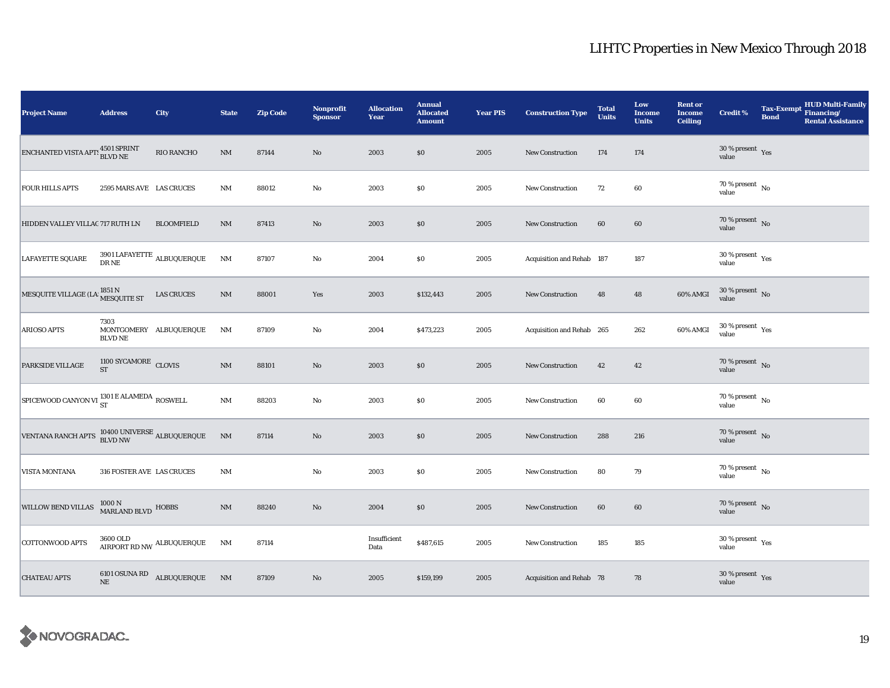# LIHTC Properties in New Mexico Through 2018

| Project Name | Address | City | State | Zip Code | Nonprofit Sponsor | Allocation Year | Annual Allocated Amount | Year PIS | Construction Type | Total Units | Low Income Units | Rent or Income Ceiling | Credit % | Tax-Exempt Bond | HUD Multi-Family Financing/ Rental Assistance |
|---|---|---|---|---|---|---|---|---|---|---|---|---|---|---|---|
| ENCHANTED VISTA APTS | 4501 SPRINT BLVD NE | RIO RANCHO | NM | 87144 | No | 2003 | $0 | 2005 | New Construction | 174 | 174 | | 30 % present value | Yes | |
| FOUR HILLS APTS | 2595 MARS AVE | LAS CRUCES | NM | 88012 | No | 2003 | $0 | 2005 | New Construction | 72 | 60 | | 70 % present value | No | |
| HIDDEN VALLEY VILLAGE | 717 RUTH LN | BLOOMFIELD | NM | 87413 | No | 2003 | $0 | 2005 | New Construction | 60 | 60 | | 70 % present value | No | |
| LAFAYETTE SQUARE | 3901 LAFAYETTE DR NE | ALBUQUERQUE | NM | 87107 | No | 2004 | $0 | 2005 | Acquisition and Rehab | 187 | 187 | | 30 % present value | Yes | |
| MESQUITE VILLAGE (LAS | 1851 N MESQUITE ST | LAS CRUCES | NM | 88001 | Yes | 2003 | $132,443 | 2005 | New Construction | 48 | 48 | 60% AMGI | 30 % present value | No | |
| ARIOSO APTS | 7303 MONTGOMERY BLVD NE | ALBUQUERQUE | NM | 87109 | No | 2004 | $473,223 | 2005 | Acquisition and Rehab | 265 | 262 | 60% AMGI | 30 % present value | Yes | |
| PARKSIDE VILLAGE | 1100 SYCAMORE ST | CLOVIS | NM | 88101 | No | 2003 | $0 | 2005 | New Construction | 42 | 42 | | 70 % present value | No | |
| SPICEWOOD CANYON VI | 1301 E ALAMEDA ST | ROSWELL | NM | 88203 | No | 2003 | $0 | 2005 | New Construction | 60 | 60 | | 70 % present value | No | |
| VENTANA RANCH APTS | 10400 UNIVERSE BLVD NW | ALBUQUERQUE | NM | 87114 | No | 2003 | $0 | 2005 | New Construction | 288 | 216 | | 70 % present value | No | |
| VISTA MONTANA | 316 FOSTER AVE | LAS CRUCES | NM | | No | 2003 | $0 | 2005 | New Construction | 80 | 79 | | 70 % present value | No | |
| WILLOW BEND VILLAS | 1000 N MARLAND BLVD | HOBBS | NM | 88240 | No | 2004 | $0 | 2005 | New Construction | 60 | 60 | | 70 % present value | No | |
| COTTONWOOD APTS | 3600 OLD AIRPORT RD NW | ALBUQUERQUE | NM | 87114 | | Insufficient Data | $487,615 | 2005 | New Construction | 185 | 185 | | 30 % present value | Yes | |
| CHATEAU APTS | 6101 OSUNA RD NE | ALBUQUERQUE | NM | 87109 | No | 2005 | $159,199 | 2005 | Acquisition and Rehab | 78 | 78 | | 30 % present value | Yes | |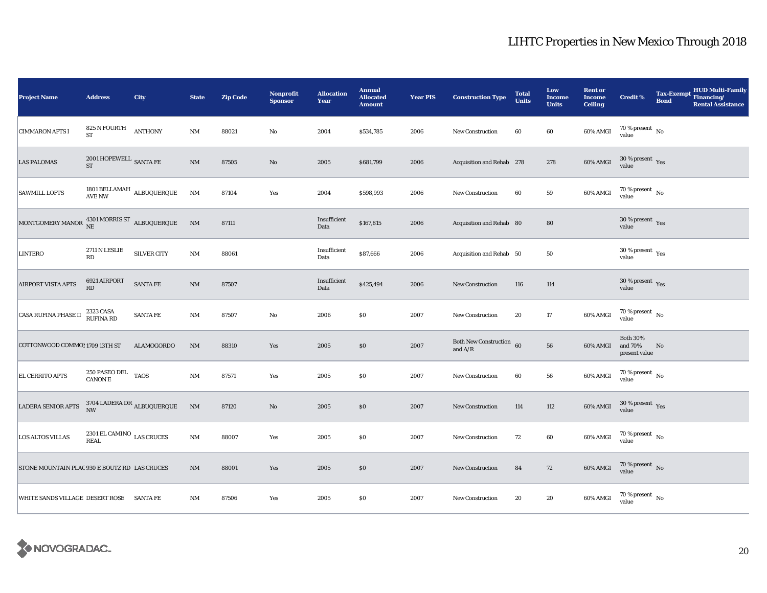# LIHTC Properties in New Mexico Through 2018

| Project Name | Address | City | State | Zip Code | Nonprofit Sponsor | Allocation Year | Annual Allocated Amount | Year PIS | Construction Type | Total Units | Low Income Units | Rent or Income Ceiling | Credit % | Tax-Exempt Bond | HUD Multi-Family Financing/ Rental Assistance |
|---|---|---|---|---|---|---|---|---|---|---|---|---|---|---|---|
| CIMMARON APTS I | 825 N FOURTH ST | ANTHONY | NM | 88021 | No | 2004 | $534,785 | 2006 | New Construction | 60 | 60 | 60% AMGI | 70 % present value | No | |
| LAS PALOMAS | 2001 HOPEWELL ST | SANTA FE | NM | 87505 | No | 2005 | $681,799 | 2006 | Acquisition and Rehab | 278 | 278 | 60% AMGI | 30 % present value | Yes | |
| SAWMILL LOFTS | 1801 BELLAMAH AVE NW | ALBUQUERQUE | NM | 87104 | Yes | 2004 | $598,993 | 2006 | New Construction | 60 | 59 | 60% AMGI | 70 % present value | No | |
| MONTGOMERY MANOR | 4301 MORRIS ST NE | ALBUQUERQUE | NM | 87111 | | Insufficient Data | $167,815 | 2006 | Acquisition and Rehab | 80 | 80 | | 30 % present value | Yes | |
| LINTERO | 2711 N LESLIE RD | SILVER CITY | NM | 88061 | | Insufficient Data | $87,666 | 2006 | Acquisition and Rehab | 50 | 50 | | 30 % present value | Yes | |
| AIRPORT VISTA APTS | 6921 AIRPORT RD | SANTA FE | NM | 87507 | | Insufficient Data | $425,494 | 2006 | New Construction | 116 | 114 | | 30 % present value | Yes | |
| CASA RUFINA PHASE II | 2323 CASA RUFINA RD | SANTA FE | NM | 87507 | No | 2006 | $0 | 2007 | New Construction | 20 | 17 | 60% AMGI | 70 % present value | No | |
| COTTONWOOD COMMO| | 1709 13TH ST | ALAMOGORDO | NM | 88310 | Yes | 2005 | $0 | 2007 | Both New Construction and A/R | 60 | 56 | 60% AMGI | Both 30% and 70% present value | No | |
| EL CERRITO APTS | 250 PASEO DEL CANON E | TAOS | NM | 87571 | Yes | 2005 | $0 | 2007 | New Construction | 60 | 56 | 60% AMGI | 70 % present value | No | |
| LADERA SENIOR APTS | 3704 LADERA DR NW | ALBUQUERQUE | NM | 87120 | No | 2005 | $0 | 2007 | New Construction | 114 | 112 | 60% AMGI | 30 % present value | Yes | |
| LOS ALTOS VILLAS | 2301 EL CAMINO REAL | LAS CRUCES | NM | 88007 | Yes | 2005 | $0 | 2007 | New Construction | 72 | 60 | 60% AMGI | 70 % present value | No | |
| STONE MOUNTAIN PLAC | 930 E BOUTZ RD | LAS CRUCES | NM | 88001 | Yes | 2005 | $0 | 2007 | New Construction | 84 | 72 | 60% AMGI | 70 % present value | No | |
| WHITE SANDS VILLAGE | DESERT ROSE | SANTA FE | NM | 87506 | Yes | 2005 | $0 | 2007 | New Construction | 20 | 20 | 60% AMGI | 70 % present value | No | |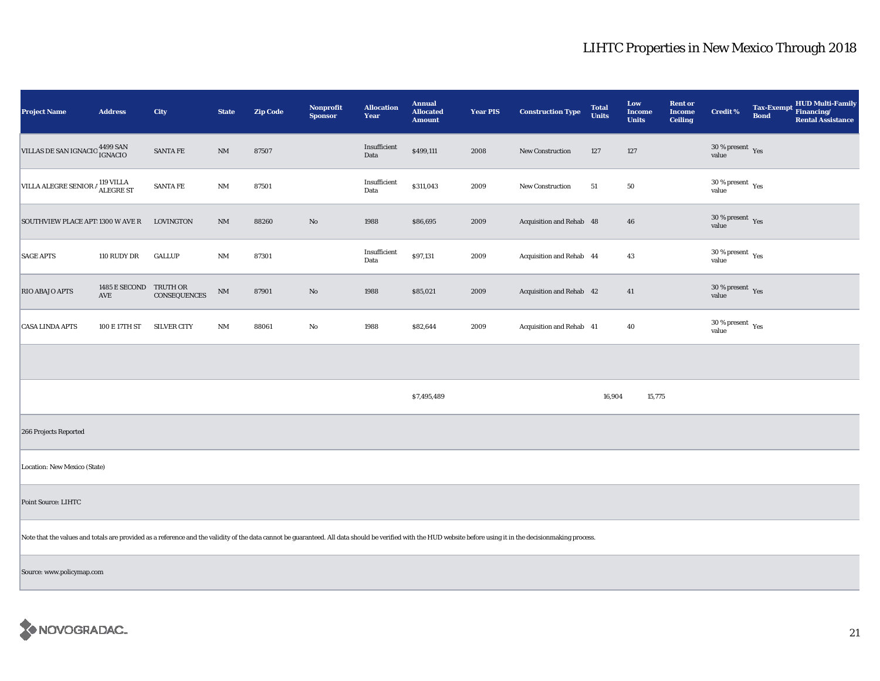| Project Name | Address | City | State | Zip Code | Nonprofit Sponsor | Allocation Year | Annual Allocated Amount | Year PIS | Construction Type | Total Units | Low Income Units | Rent or Income Ceiling | Credit % | Tax-Exempt Bond | HUD Multi-Family Financing/ Rental Assistance |
|---|---|---|---|---|---|---|---|---|---|---|---|---|---|---|---|
| VILLAS DE SAN IGNACIO | 4499 SAN IGNACIO | SANTA FE | NM | 87507 | | Insufficient Data | $499,111 | 2008 | New Construction | 127 | 127 | | 30 % present value | Yes | |
| VILLA ALEGRE SENIOR A | 119 VILLA ALEGRE ST | SANTA FE | NM | 87501 | | Insufficient Data | $311,043 | 2009 | New Construction | 51 | 50 | | 30 % present value | Yes | |
| SOUTHVIEW PLACE APTS | 1300 W AVE R | LOVINGTON | NM | 88260 | No | 1988 | $86,695 | 2009 | Acquisition and Rehab | 48 | 46 | | 30 % present value | Yes | |
| SAGE APTS | 110 RUDY DR | GALLUP | NM | 87301 | | Insufficient Data | $97,131 | 2009 | Acquisition and Rehab | 44 | 43 | | 30 % present value | Yes | |
| RIO ABAJO APTS | 1485 E SECOND AVE | TRUTH OR CONSEQUENCES | NM | 87901 | No | 1988 | $85,021 | 2009 | Acquisition and Rehab | 42 | 41 | | 30 % present value | Yes | |
| CASA LINDA APTS | 100 E 17TH ST | SILVER CITY | NM | 88061 | No | 1988 | $82,644 | 2009 | Acquisition and Rehab | 41 | 40 | | 30 % present value | Yes | |
| | | | | | | | | | | | | | | | |
| | | | | | | | $7,495,489 | | | 16,904 | 15,775 | | | | |

266 Projects Reported

Location: New Mexico (State)

Point Source: LIHTC

Note that the values and totals are provided as a reference and the validity of the data cannot be guaranteed. All data should be verified with the HUD website before using it in the decisionmaking process.

Source: www.policymap.com